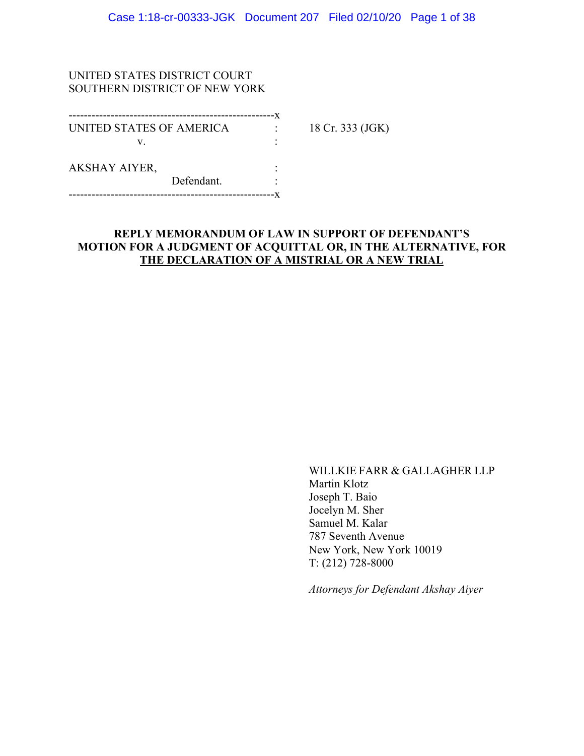UNITED STATES DISTRICT COURT
SOUTHERN DISTRICT OF NEW YORK

| | | |
|---|---|---|
| UNITED STATES OF AMERICA | : | 18 Cr. 333 (JGK) |
| v. | : | |
| AKSHAY AIYER, | : | |
| Defendant. | : | |

**REPLY MEMORANDUM OF LAW IN SUPPORT OF DEFENDANT'S MOTION FOR A JUDGMENT OF ACQUITTAL OR, IN THE ALTERNATIVE, FOR THE DECLARATION OF A MISTRIAL OR A NEW TRIAL**

WILLKIE FARR & GALLAGHER LLP
Martin Klotz
Joseph T. Baio
Jocelyn M. Sher
Samuel M. Kalar
787 Seventh Avenue
New York, New York 10019
T: (212) 728-8000

*Attorneys for Defendant Akshay Aiyer*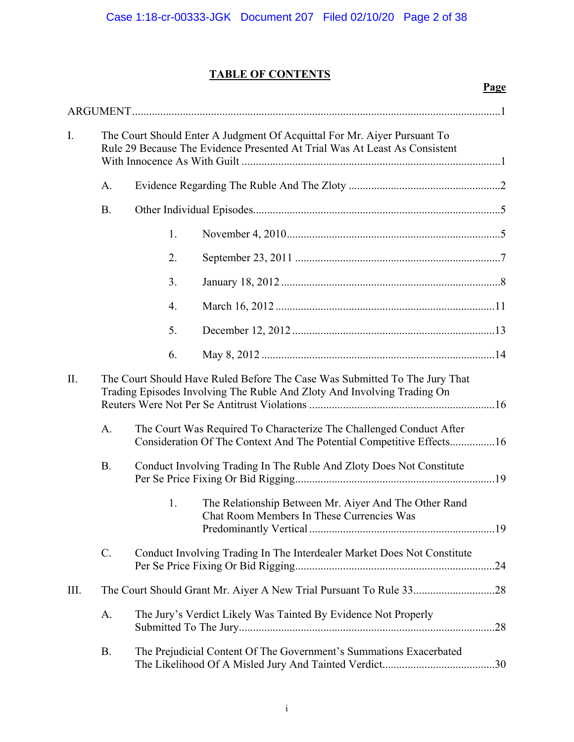# TABLE OF CONTENTS

**Page**

ARGUMENT .....1

I. The Court Should Enter A Judgment Of Acquittal For Mr. Aiyer Pursuant To Rule 29 Because The Evidence Presented At Trial Was At Least As Consistent With Innocence As With Guilt .....1

- A. Evidence Regarding The Ruble And The Zloty .....2
- B. Other Individual Episodes .....5
  1. November 4, 2010 .....5
  2. September 23, 2011 .....7
  3. January 18, 2012 .....8
  4. March 16, 2012 .....11
  5. December 12, 2012 .....13
  6. May 8, 2012 .....14

II. The Court Should Have Ruled Before The Case Was Submitted To The Jury That Trading Episodes Involving The Ruble And Zloty And Involving Trading On Reuters Were Not Per Se Antitrust Violations .....16

- A. The Court Was Required To Characterize The Challenged Conduct After Consideration Of The Context And The Potential Competitive Effects .....16
- B. Conduct Involving Trading In The Ruble And Zloty Does Not Constitute Per Se Price Fixing Or Bid Rigging .....19
  1. The Relationship Between Mr. Aiyer And The Other Rand Chat Room Members In These Currencies Was Predominantly Vertical .....19
- C. Conduct Involving Trading In The Interdealer Market Does Not Constitute Per Se Price Fixing Or Bid Rigging .....24

III. The Court Should Grant Mr. Aiyer A New Trial Pursuant To Rule 33 .....28

- A. The Jury's Verdict Likely Was Tainted By Evidence Not Properly Submitted To The Jury .....28
- B. The Prejudicial Content Of The Government's Summations Exacerbated The Likelihood Of A Misled Jury And Tainted Verdict .....30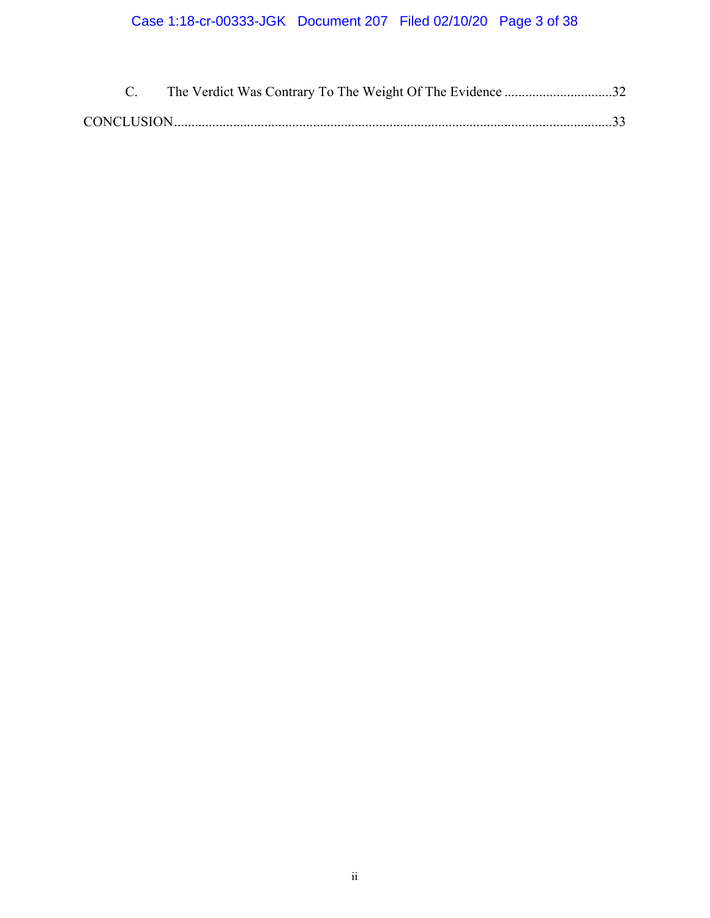C. The Verdict Was Contrary To The Weight Of The Evidence ...............................32

CONCLUSION.............................................................................................................................33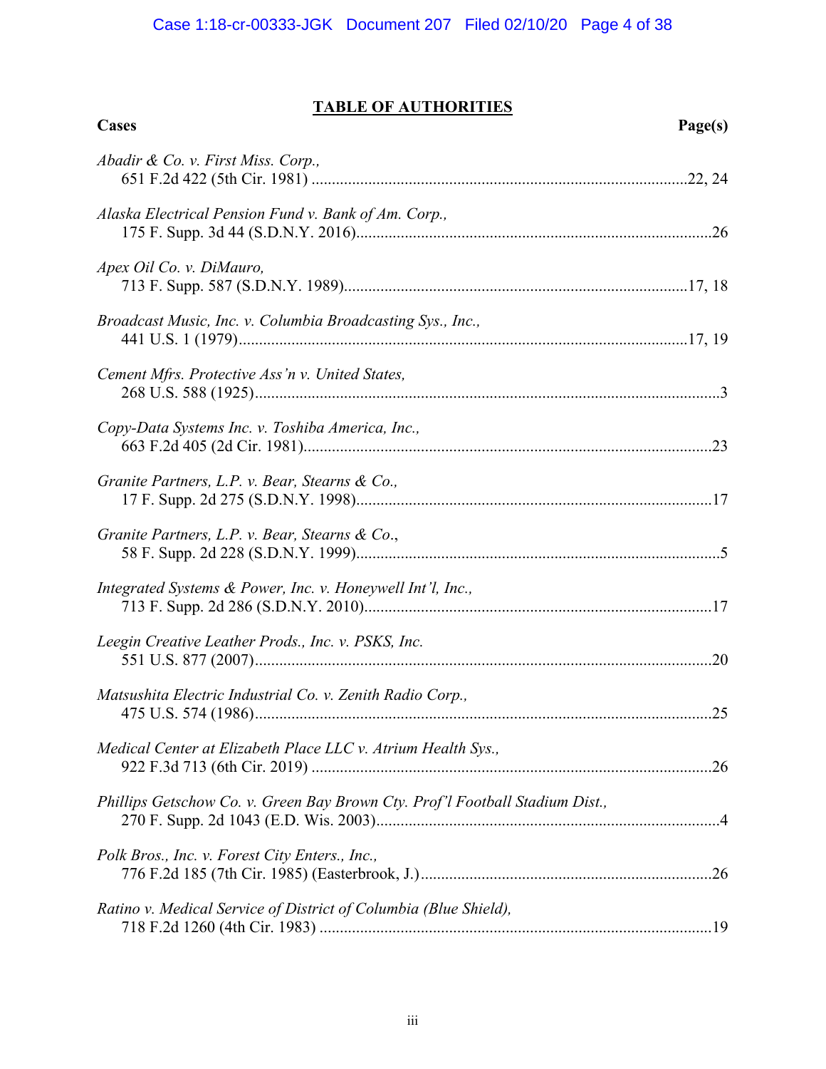## TABLE OF AUTHORITIES

**Cases** **Page(s)**

*Abadir & Co. v. First Miss. Corp.*,
651 F.2d 422 (5th Cir. 1981) ....................................................................................22, 24

*Alaska Electrical Pension Fund v. Bank of Am. Corp.*,
175 F. Supp. 3d 44 (S.D.N.Y. 2016)...............................................................................26

*Apex Oil Co. v. DiMauro*,
713 F. Supp. 587 (S.D.N.Y. 1989)............................................................................17, 18

*Broadcast Music, Inc. v. Columbia Broadcasting Sys., Inc.*,
441 U.S. 1 (1979)......................................................................................................17, 19

*Cement Mfrs. Protective Ass'n v. United States*,
268 U.S. 588 (1925)..........................................................................................................3

*Copy-Data Systems Inc. v. Toshiba America, Inc.*,
663 F.2d 405 (2d Cir. 1981)............................................................................................23

*Granite Partners, L.P. v. Bear, Stearns & Co.*,
17 F. Supp. 2d 275 (S.D.N.Y. 1998)...............................................................................17

*Granite Partners, L.P. v. Bear, Stearns & Co.*,
58 F. Supp. 2d 228 (S.D.N.Y. 1999).................................................................................5

*Integrated Systems & Power, Inc. v. Honeywell Int'l, Inc.*,
713 F. Supp. 2d 286 (S.D.N.Y. 2010).............................................................................17

*Leegin Creative Leather Prods., Inc. v. PSKS, Inc.*
551 U.S. 877 (2007)........................................................................................................20

*Matsushita Electric Industrial Co. v. Zenith Radio Corp.*,
475 U.S. 574 (1986)........................................................................................................25

*Medical Center at Elizabeth Place LLC v. Atrium Health Sys.*,
922 F.3d 713 (6th Cir. 2019) ..........................................................................................26

*Phillips Getschow Co. v. Green Bay Brown Cty. Prof'l Football Stadium Dist.*,
270 F. Supp. 2d 1043 (E.D. Wis. 2003)............................................................................4

*Polk Bros., Inc. v. Forest City Enters., Inc.*,
776 F.2d 185 (7th Cir. 1985) (Easterbrook, J.)...............................................................26

*Ratino v. Medical Service of District of Columbia (Blue Shield)*,
718 F.2d 1260 (4th Cir. 1983) ........................................................................................19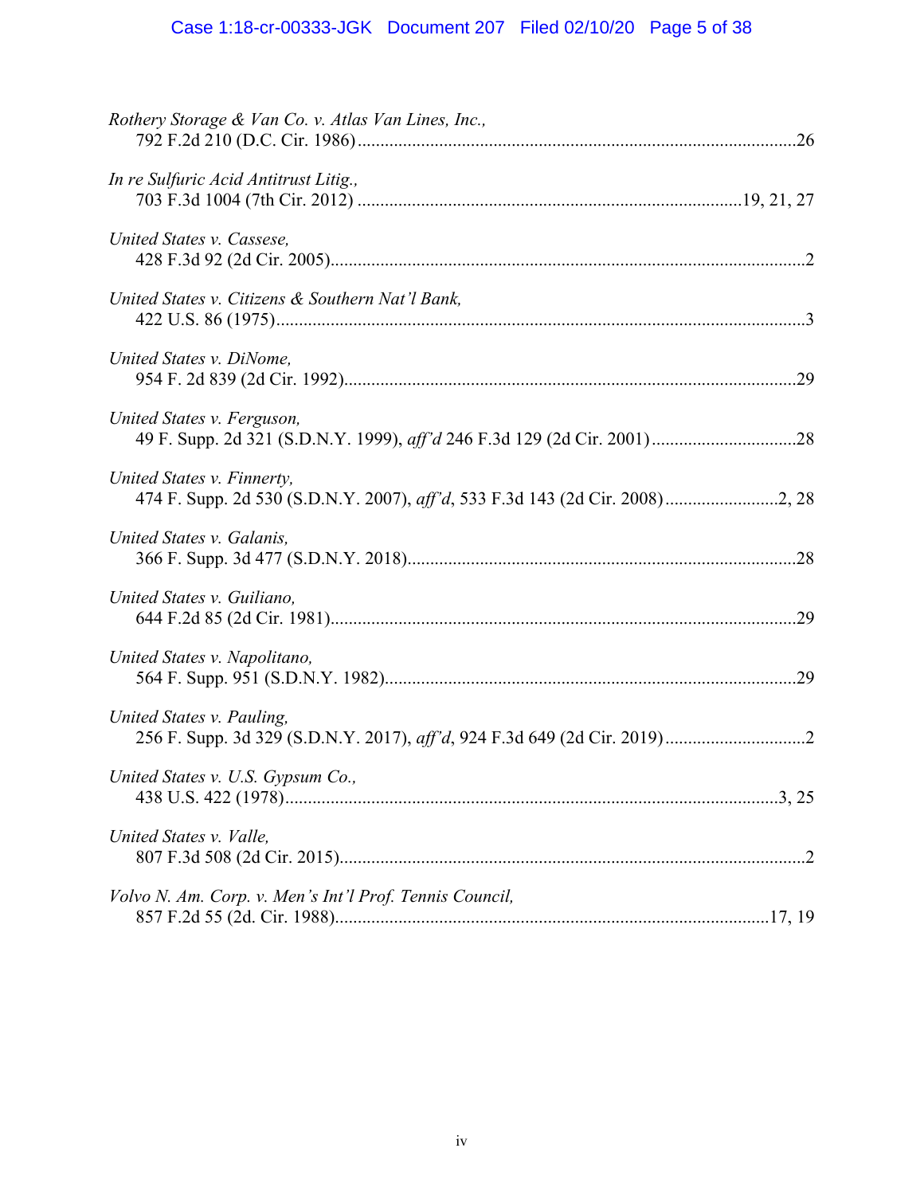*Rothery Storage & Van Co. v. Atlas Van Lines, Inc.*,
792 F.2d 210 (D.C. Cir. 1986) ........................................................................................26

*In re Sulfuric Acid Antitrust Litig.*,
703 F.3d 1004 (7th Cir. 2012) ..........................................................................19, 21, 27

*United States v. Cassese*,
428 F.3d 92 (2d Cir. 2005)..................................................................................................2

*United States v. Citizens & Southern Nat'l Bank*,
422 U.S. 86 (1975)...............................................................................................................3

*United States v. DiNome*,
954 F. 2d 839 (2d Cir. 1992)..............................................................................................29

*United States v. Ferguson*,
49 F. Supp. 2d 321 (S.D.N.Y. 1999), *aff'd* 246 F.3d 129 (2d Cir. 2001) ..............................28

*United States v. Finnerty*,
474 F. Supp. 2d 530 (S.D.N.Y. 2007), *aff'd*, 533 F.3d 143 (2d Cir. 2008).........................2, 28

*United States v. Galanis*,
366 F. Supp. 3d 477 (S.D.N.Y. 2018).................................................................................28

*United States v. Guiliano*,
644 F.2d 85 (2d Cir. 1981).................................................................................................29

*United States v. Napolitano*,
564 F. Supp. 951 (S.D.N.Y. 1982).....................................................................................29

*United States v. Pauling*,
256 F. Supp. 3d 329 (S.D.N.Y. 2017), *aff'd*, 924 F.3d 649 (2d Cir. 2019) ..............................2

*United States v. U.S. Gypsum Co.*,
438 U.S. 422 (1978)........................................................................................................3, 25

*United States v. Valle*,
807 F.3d 508 (2d Cir. 2015).................................................................................................2

*Volvo N. Am. Corp. v. Men's Int'l Prof. Tennis Council*,
857 F.2d 55 (2d. Cir. 1988).........................................................................................17, 19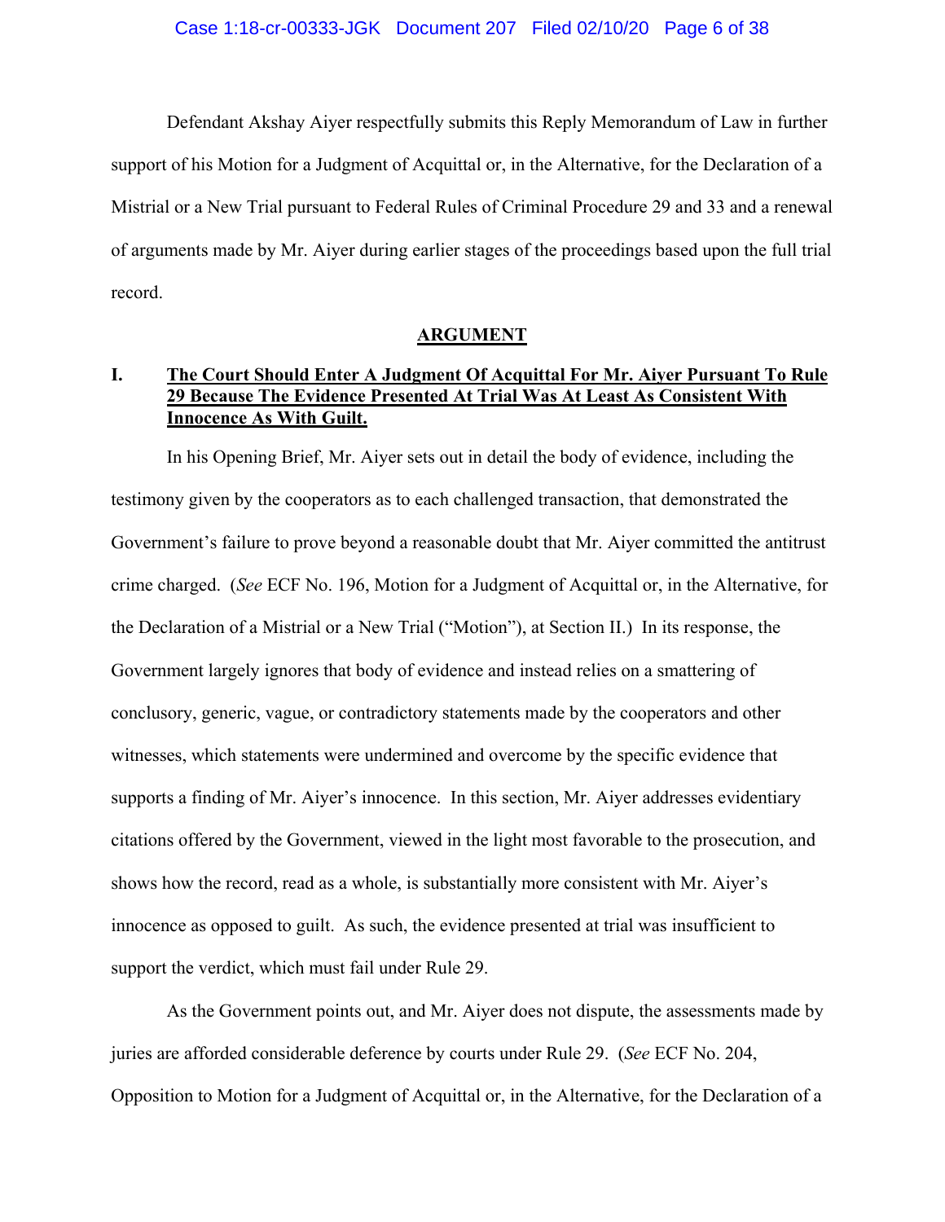Defendant Akshay Aiyer respectfully submits this Reply Memorandum of Law in further support of his Motion for a Judgment of Acquittal or, in the Alternative, for the Declaration of a Mistrial or a New Trial pursuant to Federal Rules of Criminal Procedure 29 and 33 and a renewal of arguments made by Mr. Aiyer during earlier stages of the proceedings based upon the full trial record.

## ARGUMENT

### I. The Court Should Enter A Judgment Of Acquittal For Mr. Aiyer Pursuant To Rule 29 Because The Evidence Presented At Trial Was At Least As Consistent With Innocence As With Guilt.

In his Opening Brief, Mr. Aiyer sets out in detail the body of evidence, including the testimony given by the cooperators as to each challenged transaction, that demonstrated the Government's failure to prove beyond a reasonable doubt that Mr. Aiyer committed the antitrust crime charged. (*See* ECF No. 196, Motion for a Judgment of Acquittal or, in the Alternative, for the Declaration of a Mistrial or a New Trial ("Motion"), at Section II.) In its response, the Government largely ignores that body of evidence and instead relies on a smattering of conclusory, generic, vague, or contradictory statements made by the cooperators and other witnesses, which statements were undermined and overcome by the specific evidence that supports a finding of Mr. Aiyer's innocence. In this section, Mr. Aiyer addresses evidentiary citations offered by the Government, viewed in the light most favorable to the prosecution, and shows how the record, read as a whole, is substantially more consistent with Mr. Aiyer's innocence as opposed to guilt. As such, the evidence presented at trial was insufficient to support the verdict, which must fail under Rule 29.

As the Government points out, and Mr. Aiyer does not dispute, the assessments made by juries are afforded considerable deference by courts under Rule 29. (*See* ECF No. 204, Opposition to Motion for a Judgment of Acquittal or, in the Alternative, for the Declaration of a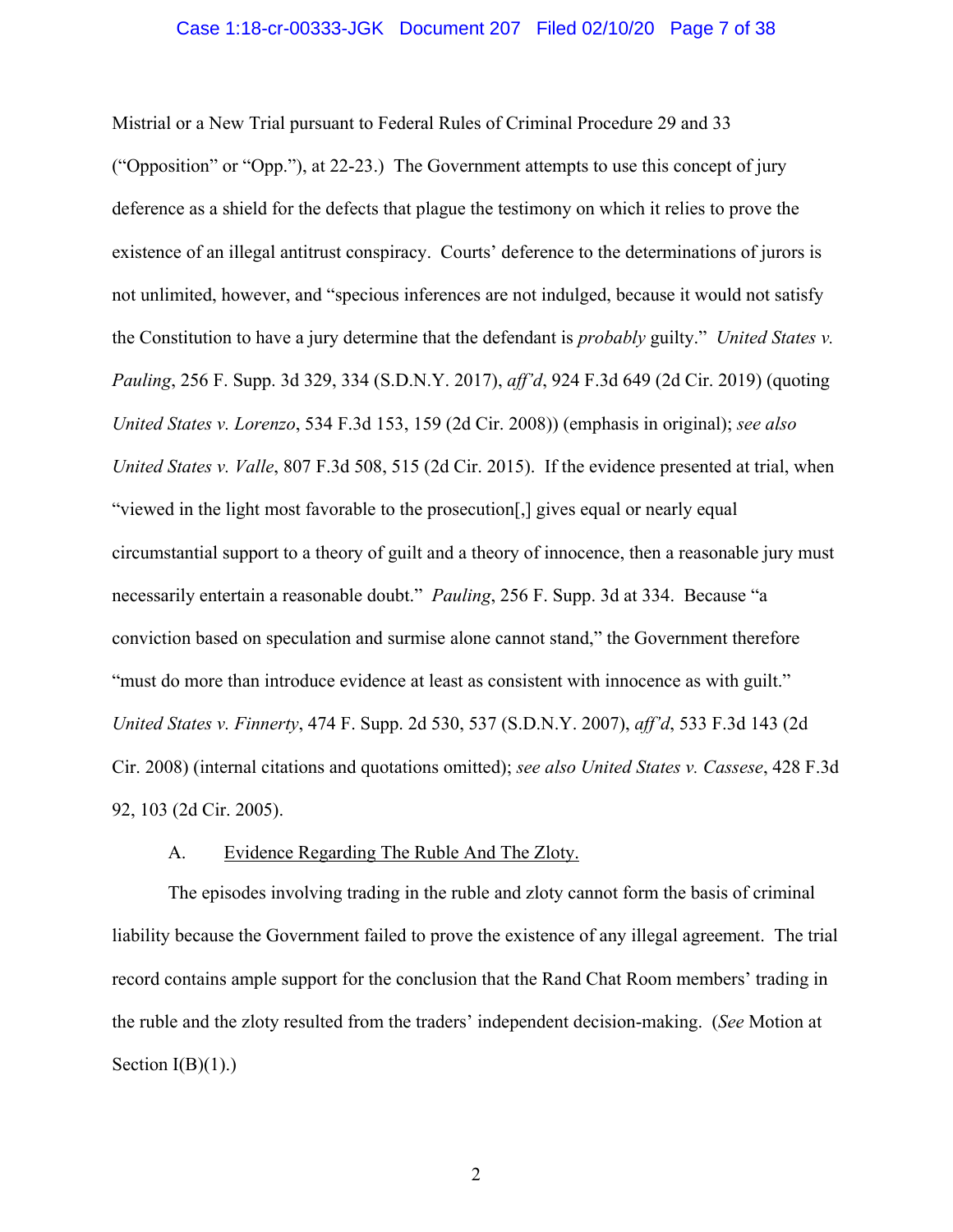Mistrial or a New Trial pursuant to Federal Rules of Criminal Procedure 29 and 33 ("Opposition" or "Opp."), at 22-23.) The Government attempts to use this concept of jury deference as a shield for the defects that plague the testimony on which it relies to prove the existence of an illegal antitrust conspiracy. Courts' deference to the determinations of jurors is not unlimited, however, and "specious inferences are not indulged, because it would not satisfy the Constitution to have a jury determine that the defendant is *probably* guilty." *United States v. Pauling*, 256 F. Supp. 3d 329, 334 (S.D.N.Y. 2017), *aff'd*, 924 F.3d 649 (2d Cir. 2019) (quoting *United States v. Lorenzo*, 534 F.3d 153, 159 (2d Cir. 2008)) (emphasis in original); *see also United States v. Valle*, 807 F.3d 508, 515 (2d Cir. 2015). If the evidence presented at trial, when "viewed in the light most favorable to the prosecution[,] gives equal or nearly equal circumstantial support to a theory of guilt and a theory of innocence, then a reasonable jury must necessarily entertain a reasonable doubt." *Pauling*, 256 F. Supp. 3d at 334. Because "a conviction based on speculation and surmise alone cannot stand," the Government therefore "must do more than introduce evidence at least as consistent with innocence as with guilt." *United States v. Finnerty*, 474 F. Supp. 2d 530, 537 (S.D.N.Y. 2007), *aff'd*, 533 F.3d 143 (2d Cir. 2008) (internal citations and quotations omitted); *see also United States v. Cassese*, 428 F.3d 92, 103 (2d Cir. 2005).

### A. Evidence Regarding The Ruble And The Zloty.

The episodes involving trading in the ruble and zloty cannot form the basis of criminal liability because the Government failed to prove the existence of any illegal agreement. The trial record contains ample support for the conclusion that the Rand Chat Room members' trading in the ruble and the zloty resulted from the traders' independent decision-making. (*See* Motion at Section I(B)(1).)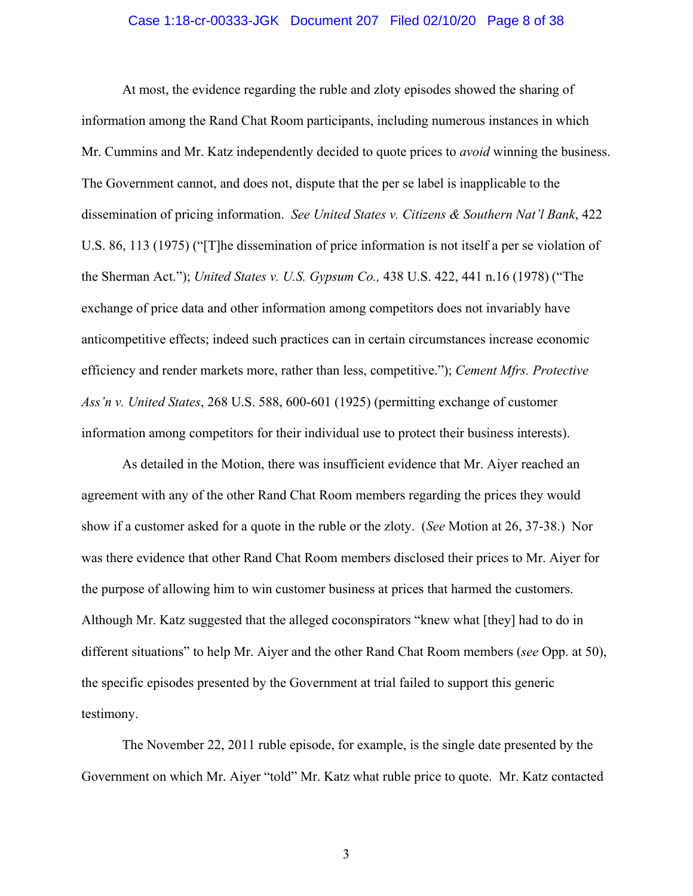At most, the evidence regarding the ruble and zloty episodes showed the sharing of information among the Rand Chat Room participants, including numerous instances in which Mr. Cummins and Mr. Katz independently decided to quote prices to *avoid* winning the business. The Government cannot, and does not, dispute that the per se label is inapplicable to the dissemination of pricing information. *See United States v. Citizens & Southern Nat'l Bank*, 422 U.S. 86, 113 (1975) ("[T]he dissemination of price information is not itself a per se violation of the Sherman Act."); *United States v. U.S. Gypsum Co.,* 438 U.S. 422, 441 n.16 (1978) ("The exchange of price data and other information among competitors does not invariably have anticompetitive effects; indeed such practices can in certain circumstances increase economic efficiency and render markets more, rather than less, competitive."); *Cement Mfrs. Protective Ass'n v. United States*, 268 U.S. 588, 600-601 (1925) (permitting exchange of customer information among competitors for their individual use to protect their business interests).

As detailed in the Motion, there was insufficient evidence that Mr. Aiyer reached an agreement with any of the other Rand Chat Room members regarding the prices they would show if a customer asked for a quote in the ruble or the zloty. (*See* Motion at 26, 37-38.) Nor was there evidence that other Rand Chat Room members disclosed their prices to Mr. Aiyer for the purpose of allowing him to win customer business at prices that harmed the customers. Although Mr. Katz suggested that the alleged coconspirators "knew what [they] had to do in different situations" to help Mr. Aiyer and the other Rand Chat Room members (*see* Opp. at 50), the specific episodes presented by the Government at trial failed to support this generic testimony.

The November 22, 2011 ruble episode, for example, is the single date presented by the Government on which Mr. Aiyer "told" Mr. Katz what ruble price to quote. Mr. Katz contacted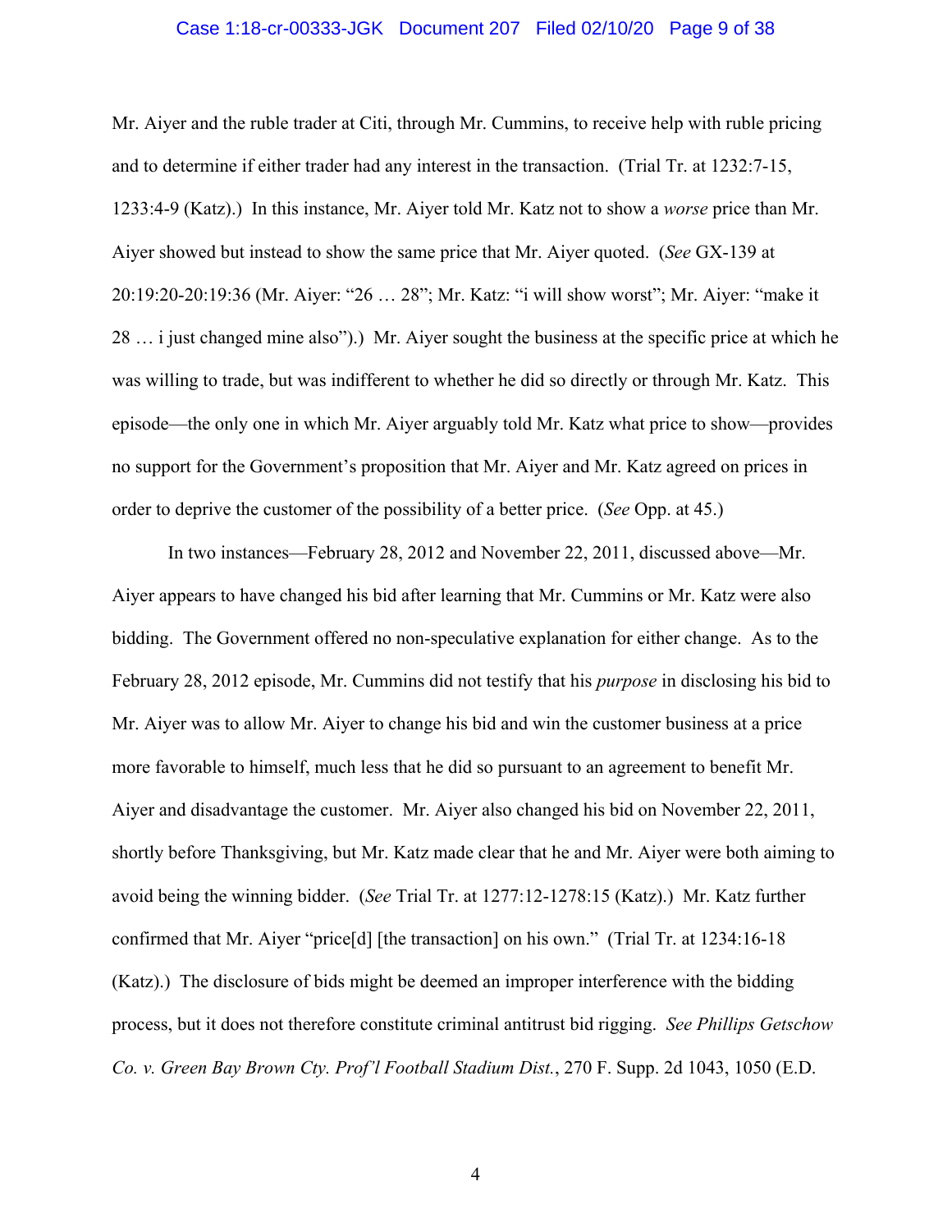Mr. Aiyer and the ruble trader at Citi, through Mr. Cummins, to receive help with ruble pricing and to determine if either trader had any interest in the transaction. (Trial Tr. at 1232:7-15, 1233:4-9 (Katz).) In this instance, Mr. Aiyer told Mr. Katz not to show a *worse* price than Mr. Aiyer showed but instead to show the same price that Mr. Aiyer quoted. (*See* GX-139 at 20:19:20-20:19:36 (Mr. Aiyer: "26 … 28"; Mr. Katz: "i will show worst"; Mr. Aiyer: "make it 28 … i just changed mine also").) Mr. Aiyer sought the business at the specific price at which he was willing to trade, but was indifferent to whether he did so directly or through Mr. Katz. This episode—the only one in which Mr. Aiyer arguably told Mr. Katz what price to show—provides no support for the Government's proposition that Mr. Aiyer and Mr. Katz agreed on prices in order to deprive the customer of the possibility of a better price. (*See* Opp. at 45.)

In two instances—February 28, 2012 and November 22, 2011, discussed above—Mr. Aiyer appears to have changed his bid after learning that Mr. Cummins or Mr. Katz were also bidding. The Government offered no non-speculative explanation for either change. As to the February 28, 2012 episode, Mr. Cummins did not testify that his *purpose* in disclosing his bid to Mr. Aiyer was to allow Mr. Aiyer to change his bid and win the customer business at a price more favorable to himself, much less that he did so pursuant to an agreement to benefit Mr. Aiyer and disadvantage the customer. Mr. Aiyer also changed his bid on November 22, 2011, shortly before Thanksgiving, but Mr. Katz made clear that he and Mr. Aiyer were both aiming to avoid being the winning bidder. (*See* Trial Tr. at 1277:12-1278:15 (Katz).) Mr. Katz further confirmed that Mr. Aiyer "price[d] [the transaction] on his own." (Trial Tr. at 1234:16-18 (Katz).) The disclosure of bids might be deemed an improper interference with the bidding process, but it does not therefore constitute criminal antitrust bid rigging. *See Phillips Getschow Co. v. Green Bay Brown Cty. Prof'l Football Stadium Dist.*, 270 F. Supp. 2d 1043, 1050 (E.D.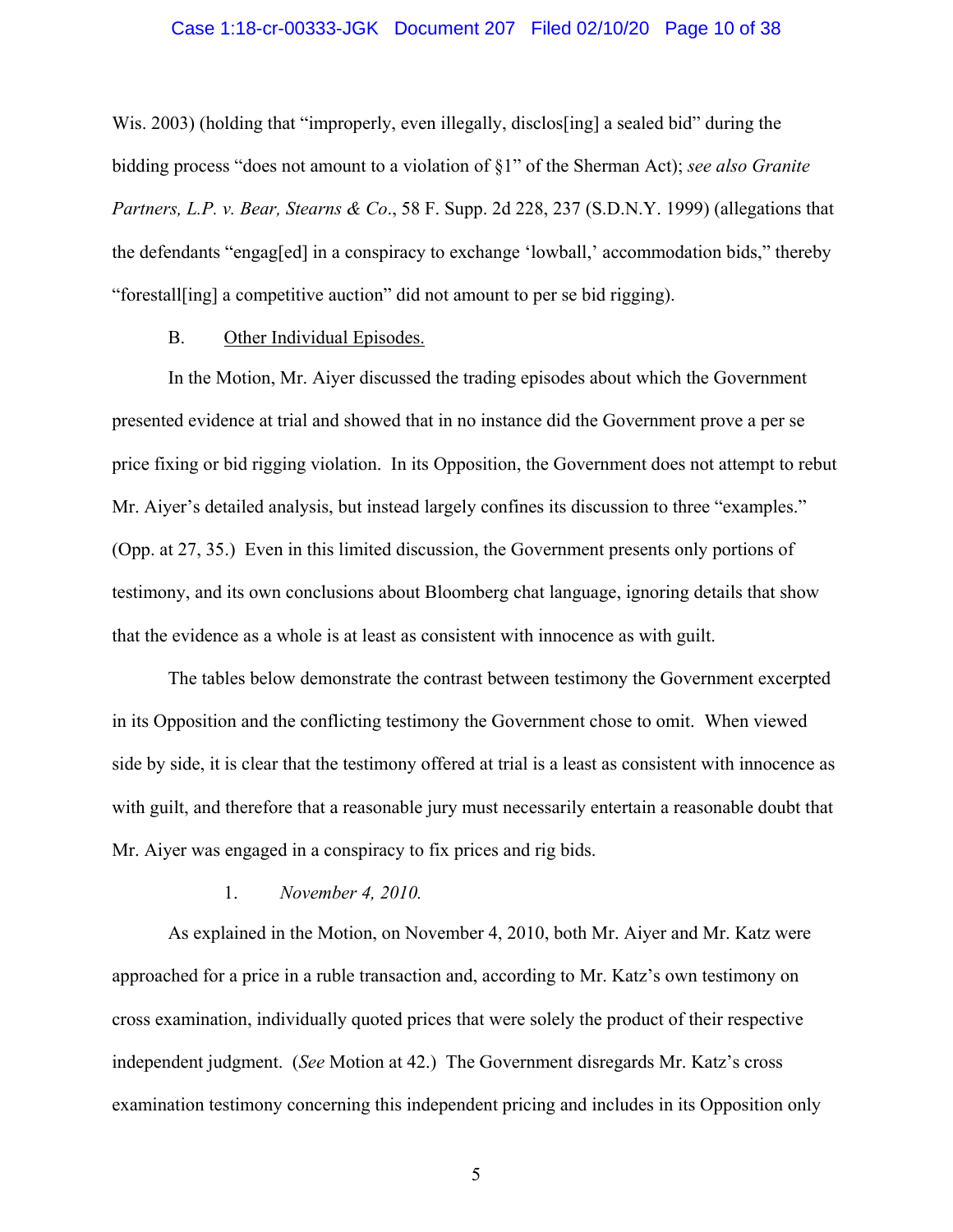Wis. 2003) (holding that "improperly, even illegally, disclos[ing] a sealed bid" during the bidding process "does not amount to a violation of §1" of the Sherman Act); *see also Granite Partners, L.P. v. Bear, Stearns & Co*., 58 F. Supp. 2d 228, 237 (S.D.N.Y. 1999) (allegations that the defendants "engag[ed] in a conspiracy to exchange 'lowball,' accommodation bids," thereby "forestall[ing] a competitive auction" did not amount to per se bid rigging).

B. Other Individual Episodes.

In the Motion, Mr. Aiyer discussed the trading episodes about which the Government presented evidence at trial and showed that in no instance did the Government prove a per se price fixing or bid rigging violation. In its Opposition, the Government does not attempt to rebut Mr. Aiyer's detailed analysis, but instead largely confines its discussion to three "examples." (Opp. at 27, 35.) Even in this limited discussion, the Government presents only portions of testimony, and its own conclusions about Bloomberg chat language, ignoring details that show that the evidence as a whole is at least as consistent with innocence as with guilt.

The tables below demonstrate the contrast between testimony the Government excerpted in its Opposition and the conflicting testimony the Government chose to omit. When viewed side by side, it is clear that the testimony offered at trial is a least as consistent with innocence as with guilt, and therefore that a reasonable jury must necessarily entertain a reasonable doubt that Mr. Aiyer was engaged in a conspiracy to fix prices and rig bids.

1. *November 4, 2010.*

As explained in the Motion, on November 4, 2010, both Mr. Aiyer and Mr. Katz were approached for a price in a ruble transaction and, according to Mr. Katz's own testimony on cross examination, individually quoted prices that were solely the product of their respective independent judgment. (*See* Motion at 42.) The Government disregards Mr. Katz's cross examination testimony concerning this independent pricing and includes in its Opposition only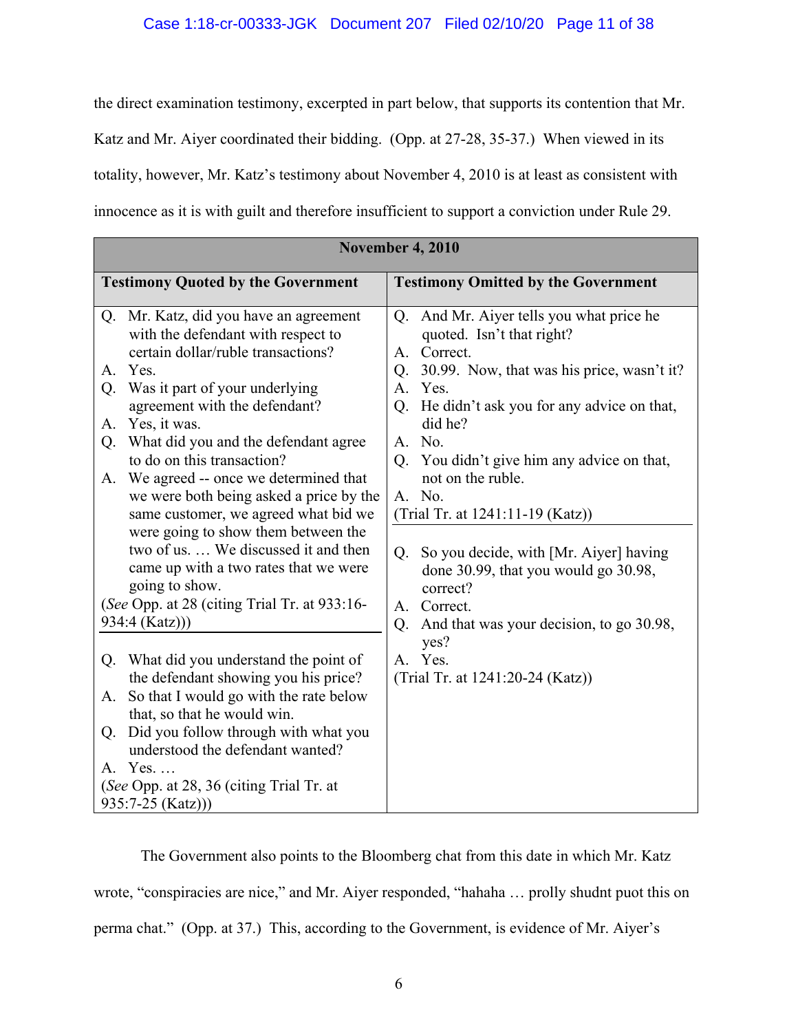the direct examination testimony, excerpted in part below, that supports its contention that Mr. Katz and Mr. Aiyer coordinated their bidding. (Opp. at 27-28, 35-37.) When viewed in its totality, however, Mr. Katz's testimony about November 4, 2010 is at least as consistent with innocence as it is with guilt and therefore insufficient to support a conviction under Rule 29.

| **November 4, 2010** | |
|---|---|
| **Testimony Quoted by the Government** | **Testimony Omitted by the Government** |
| Q. Mr. Katz, did you have an agreement with the defendant with respect to certain dollar/ruble transactions?<br>A. Yes.<br>Q. Was it part of your underlying agreement with the defendant?<br>A. Yes, it was.<br>Q. What did you and the defendant agree to do on this transaction?<br>A. We agreed -- once we determined that we were both being asked a price by the same customer, we agreed what bid we were going to show them between the two of us. … We discussed it and then came up with a two rates that we were going to show.<br>(*See* Opp. at 28 (citing Trial Tr. at 933:16-934:4 (Katz))) | Q. And Mr. Aiyer tells you what price he quoted. Isn't that right?<br>A. Correct.<br>Q. 30.99. Now, that was his price, wasn't it?<br>A. Yes.<br>Q. He didn't ask you for any advice on that, did he?<br>A. No.<br>Q. You didn't give him any advice on that, not on the ruble.<br>A. No.<br>(Trial Tr. at 1241:11-19 (Katz)) |
| Q. What did you understand the point of the defendant showing you his price?<br>A. So that I would go with the rate below that, so that he would win.<br>Q. Did you follow through with what you understood the defendant wanted?<br>A. Yes. …<br>(*See* Opp. at 28, 36 (citing Trial Tr. at 935:7-25 (Katz))) | Q. So you decide, with [Mr. Aiyer] having done 30.99, that you would go 30.98, correct?<br>A. Correct.<br>Q. And that was your decision, to go 30.98, yes?<br>A. Yes.<br>(Trial Tr. at 1241:20-24 (Katz)) |

The Government also points to the Bloomberg chat from this date in which Mr. Katz wrote, "conspiracies are nice," and Mr. Aiyer responded, "hahaha … prolly shudnt puot this on perma chat." (Opp. at 37.) This, according to the Government, is evidence of Mr. Aiyer's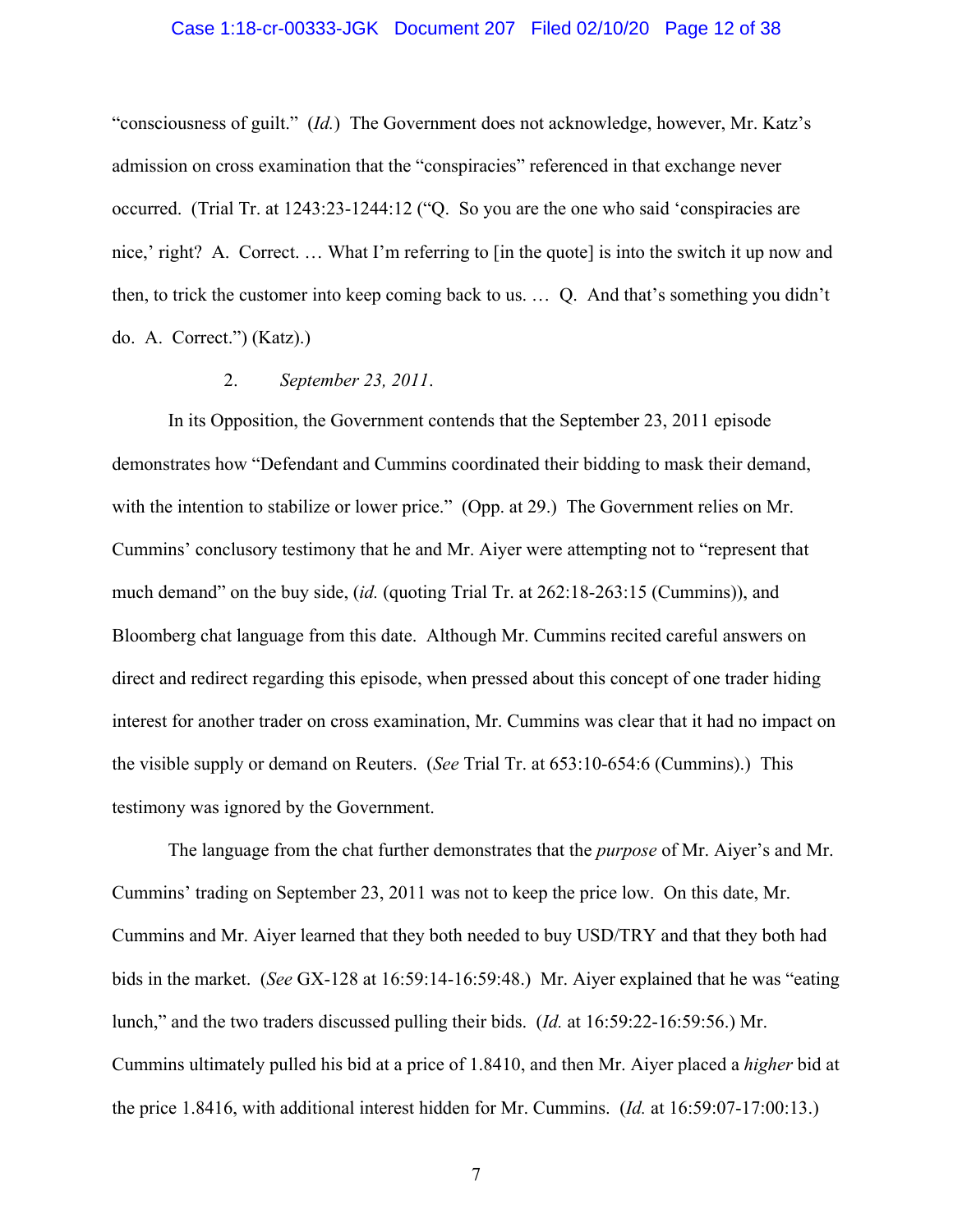"consciousness of guilt." (*Id.*) The Government does not acknowledge, however, Mr. Katz's admission on cross examination that the "conspiracies" referenced in that exchange never occurred. (Trial Tr. at 1243:23-1244:12 ("Q. So you are the one who said 'conspiracies are nice,' right? A. Correct. … What I'm referring to [in the quote] is into the switch it up now and then, to trick the customer into keep coming back to us. … Q. And that's something you didn't do. A. Correct.") (Katz).)

2. *September 23, 2011*.

In its Opposition, the Government contends that the September 23, 2011 episode demonstrates how "Defendant and Cummins coordinated their bidding to mask their demand, with the intention to stabilize or lower price." (Opp. at 29.) The Government relies on Mr. Cummins' conclusory testimony that he and Mr. Aiyer were attempting not to "represent that much demand" on the buy side, (*id.* (quoting Trial Tr. at 262:18-263:15 (Cummins)), and Bloomberg chat language from this date. Although Mr. Cummins recited careful answers on direct and redirect regarding this episode, when pressed about this concept of one trader hiding interest for another trader on cross examination, Mr. Cummins was clear that it had no impact on the visible supply or demand on Reuters. (*See* Trial Tr. at 653:10-654:6 (Cummins).) This testimony was ignored by the Government.

The language from the chat further demonstrates that the *purpose* of Mr. Aiyer's and Mr. Cummins' trading on September 23, 2011 was not to keep the price low. On this date, Mr. Cummins and Mr. Aiyer learned that they both needed to buy USD/TRY and that they both had bids in the market. (*See* GX-128 at 16:59:14-16:59:48.) Mr. Aiyer explained that he was "eating lunch," and the two traders discussed pulling their bids. (*Id.* at 16:59:22-16:59:56.) Mr. Cummins ultimately pulled his bid at a price of 1.8410, and then Mr. Aiyer placed a *higher* bid at the price 1.8416, with additional interest hidden for Mr. Cummins. (*Id.* at 16:59:07-17:00:13.)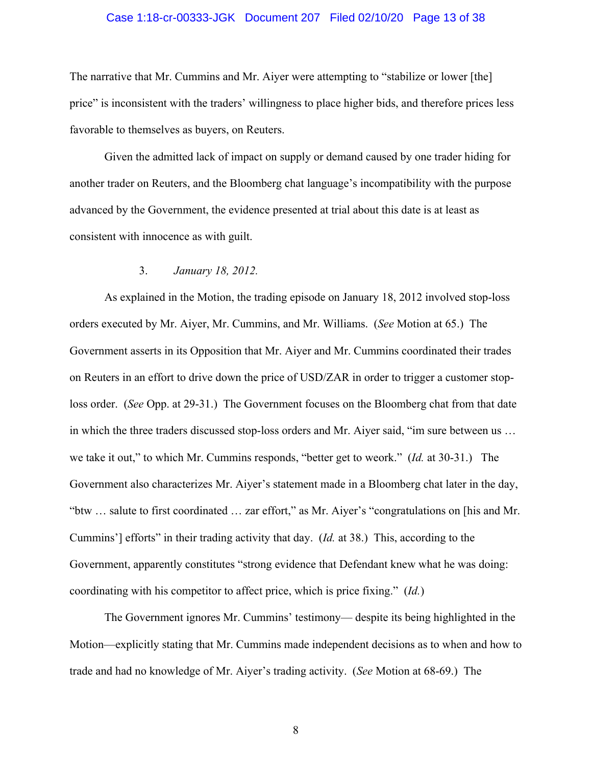The narrative that Mr. Cummins and Mr. Aiyer were attempting to "stabilize or lower [the] price" is inconsistent with the traders' willingness to place higher bids, and therefore prices less favorable to themselves as buyers, on Reuters.

Given the admitted lack of impact on supply or demand caused by one trader hiding for another trader on Reuters, and the Bloomberg chat language's incompatibility with the purpose advanced by the Government, the evidence presented at trial about this date is at least as consistent with innocence as with guilt.

### 3. *January 18, 2012.*

As explained in the Motion, the trading episode on January 18, 2012 involved stop-loss orders executed by Mr. Aiyer, Mr. Cummins, and Mr. Williams. (*See* Motion at 65.) The Government asserts in its Opposition that Mr. Aiyer and Mr. Cummins coordinated their trades on Reuters in an effort to drive down the price of USD/ZAR in order to trigger a customer stop-loss order. (*See* Opp. at 29-31.) The Government focuses on the Bloomberg chat from that date in which the three traders discussed stop-loss orders and Mr. Aiyer said, "im sure between us … we take it out," to which Mr. Cummins responds, "better get to weork." (*Id.* at 30-31.) The Government also characterizes Mr. Aiyer's statement made in a Bloomberg chat later in the day, "btw … salute to first coordinated … zar effort," as Mr. Aiyer's "congratulations on [his and Mr. Cummins'] efforts" in their trading activity that day. (*Id.* at 38.) This, according to the Government, apparently constitutes "strong evidence that Defendant knew what he was doing: coordinating with his competitor to affect price, which is price fixing." (*Id.*)

The Government ignores Mr. Cummins' testimony— despite its being highlighted in the Motion—explicitly stating that Mr. Cummins made independent decisions as to when and how to trade and had no knowledge of Mr. Aiyer's trading activity. (*See* Motion at 68-69.) The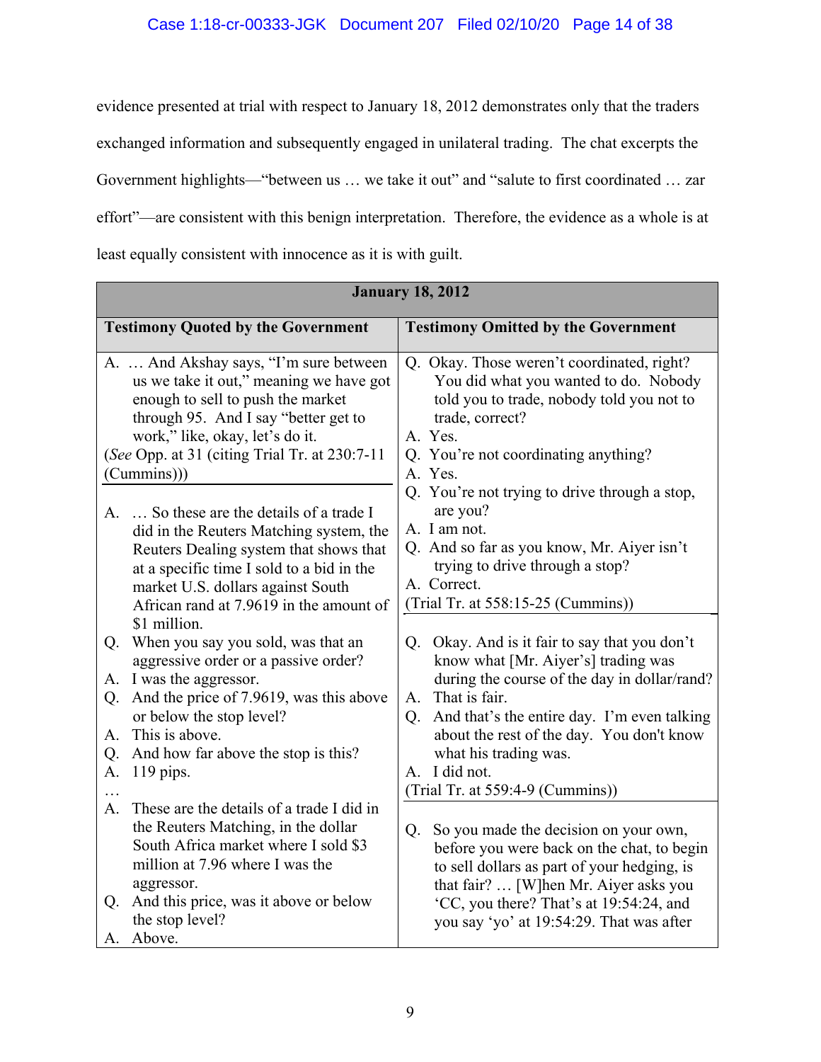evidence presented at trial with respect to January 18, 2012 demonstrates only that the traders exchanged information and subsequently engaged in unilateral trading. The chat excerpts the Government highlights—"between us … we take it out" and "salute to first coordinated … zar effort"—are consistent with this benign interpretation. Therefore, the evidence as a whole is at least equally consistent with innocence as it is with guilt.

| **January 18, 2012** | |
|---|---|
| **Testimony Quoted by the Government** | **Testimony Omitted by the Government** |
| A. … And Akshay says, "I'm sure between us we take it out," meaning we have got enough to sell to push the market through 95. And I say "better get to work," like, okay, let's do it.<br>(*See* Opp. at 31 (citing Trial Tr. at 230:7-11 (Cummins))) | Q. Okay. Those weren't coordinated, right? You did what you wanted to do. Nobody told you to trade, nobody told you not to trade, correct?<br>A. Yes.<br>Q. You're not coordinating anything?<br>A. Yes.<br>Q. You're not trying to drive through a stop, are you?<br>A. I am not.<br>Q. And so far as you know, Mr. Aiyer isn't trying to drive through a stop?<br>A. Correct.<br>(Trial Tr. at 558:15-25 (Cummins)) |
| A. … So these are the details of a trade I did in the Reuters Matching system, the Reuters Dealing system that shows that at a specific time I sold to a bid in the market U.S. dollars against South African rand at 7.9619 in the amount of $1 million.<br>Q. When you say you sold, was that an aggressive order or a passive order?<br>A. I was the aggressor.<br>Q. And the price of 7.9619, was this above or below the stop level?<br>A. This is above.<br>Q. And how far above the stop is this?<br>A. 119 pips.<br>…<br>A. These are the details of a trade I did in the Reuters Matching, in the dollar South Africa market where I sold $3 million at 7.96 where I was the aggressor.<br>Q. And this price, was it above or below the stop level?<br>A. Above. | Q. Okay. And is it fair to say that you don't know what [Mr. Aiyer's] trading was during the course of the day in dollar/rand?<br>A. That is fair.<br>Q. And that's the entire day. I'm even talking about the rest of the day. You don't know what his trading was.<br>A. I did not.<br>(Trial Tr. at 559:4-9 (Cummins))<br><br>Q. So you made the decision on your own, before you were back on the chat, to begin to sell dollars as part of your hedging, is that fair? … [W]hen Mr. Aiyer asks you 'CC, you there? That's at 19:54:24, and you say 'yo' at 19:54:29. That was after |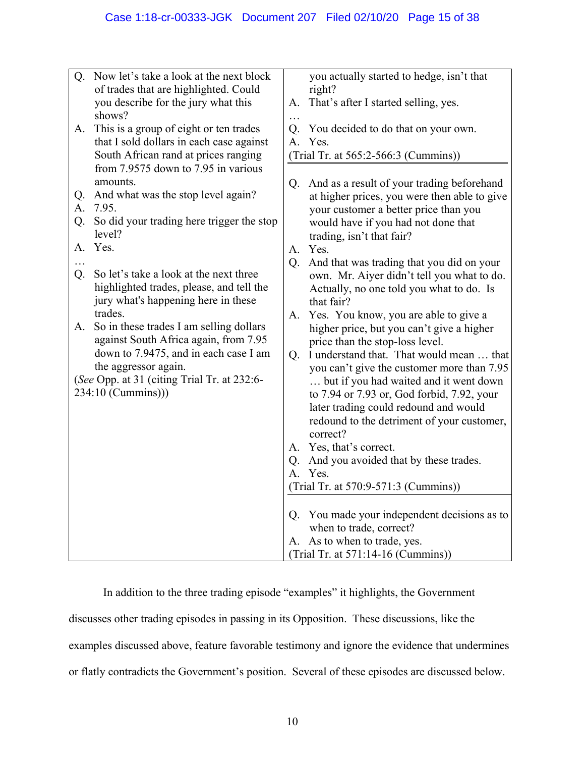| | |
|---|---|
| Q. Now let's take a look at the next block of trades that are highlighted. Could you describe for the jury what this shows?<br>A. This is a group of eight or ten trades that I sold dollars in each case against South African rand at prices ranging from 7.9575 down to 7.95 in various amounts.<br>Q. And what was the stop level again?<br>A. 7.95.<br>Q. So did your trading here trigger the stop level?<br>A. Yes.<br>…<br>Q. So let's take a look at the next three highlighted trades, please, and tell the jury what's happening here in these trades.<br>A. So in these trades I am selling dollars against South Africa again, from 7.95 down to 7.9475, and in each case I am the aggressor again.<br>(*See* Opp. at 31 (citing Trial Tr. at 232:6-234:10 (Cummins))) | you actually started to hedge, isn't that right?<br>A. That's after I started selling, yes.<br>…<br>Q. You decided to do that on your own.<br>A. Yes.<br>(Trial Tr. at 565:2-566:3 (Cummins))<br><br>Q. And as a result of your trading beforehand at higher prices, you were then able to give your customer a better price than you would have if you had not done that trading, isn't that fair?<br>A. Yes.<br>Q. And that was trading that you did on your own. Mr. Aiyer didn't tell you what to do. Actually, no one told you what to do. Is that fair?<br>A. Yes. You know, you are able to give a higher price, but you can't give a higher price than the stop-loss level.<br>Q. I understand that. That would mean … that you can't give the customer more than 7.95 … but if you had waited and it went down to 7.94 or 7.93 or, God forbid, 7.92, your later trading could redound and would redound to the detriment of your customer, correct?<br>A. Yes, that's correct.<br>Q. And you avoided that by these trades.<br>A. Yes.<br>(Trial Tr. at 570:9-571:3 (Cummins))<br><br>Q. You made your independent decisions as to when to trade, correct?<br>A. As to when to trade, yes.<br>(Trial Tr. at 571:14-16 (Cummins)) |

In addition to the three trading episode "examples" it highlights, the Government discusses other trading episodes in passing in its Opposition. These discussions, like the examples discussed above, feature favorable testimony and ignore the evidence that undermines or flatly contradicts the Government's position. Several of these episodes are discussed below.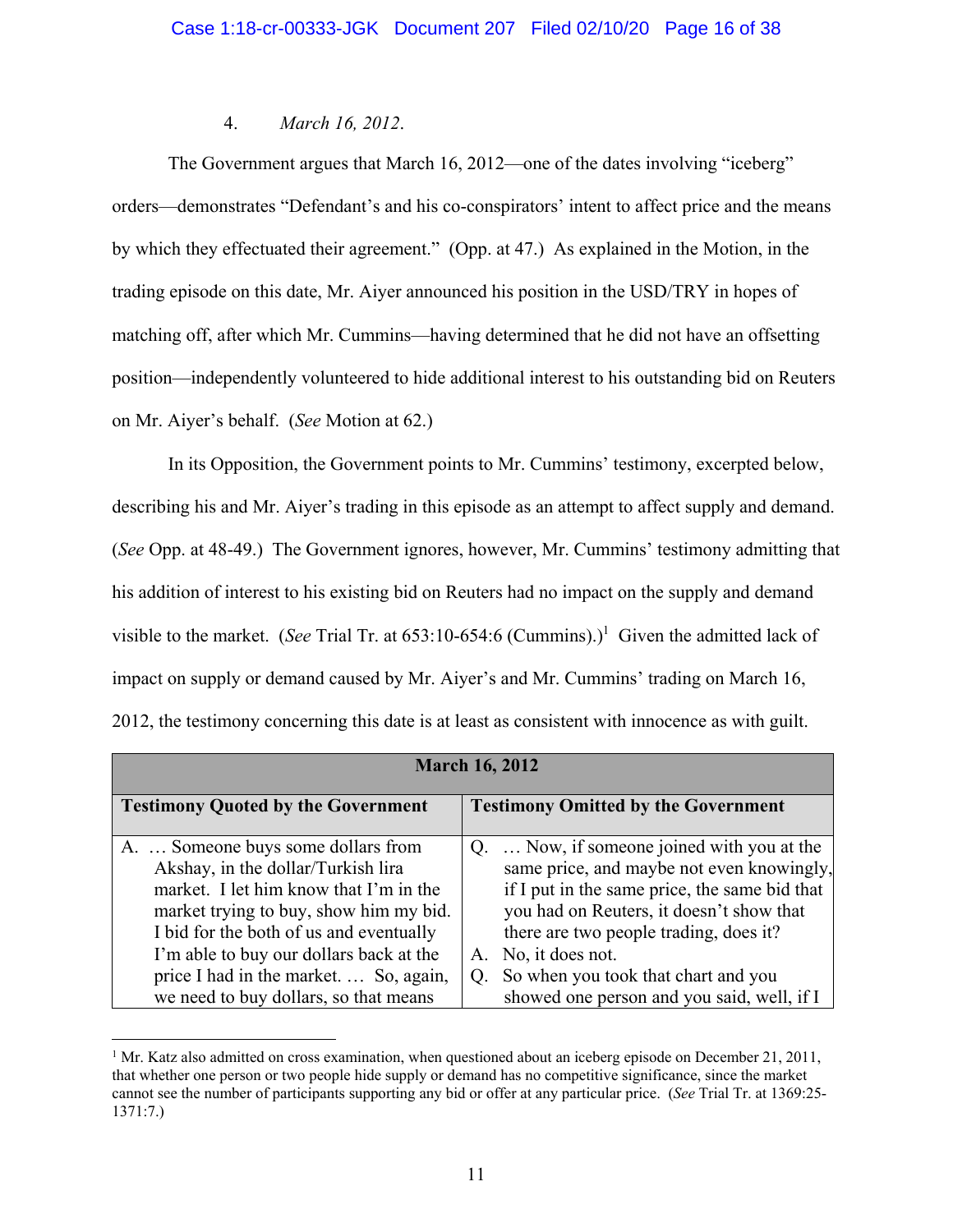4. *March 16, 2012*.

The Government argues that March 16, 2012—one of the dates involving "iceberg" orders—demonstrates "Defendant's and his co-conspirators' intent to affect price and the means by which they effectuated their agreement." (Opp. at 47.) As explained in the Motion, in the trading episode on this date, Mr. Aiyer announced his position in the USD/TRY in hopes of matching off, after which Mr. Cummins—having determined that he did not have an offsetting position—independently volunteered to hide additional interest to his outstanding bid on Reuters on Mr. Aiyer's behalf. (*See* Motion at 62.)

In its Opposition, the Government points to Mr. Cummins' testimony, excerpted below, describing his and Mr. Aiyer's trading in this episode as an attempt to affect supply and demand. (*See* Opp. at 48-49.) The Government ignores, however, Mr. Cummins' testimony admitting that his addition of interest to his existing bid on Reuters had no impact on the supply and demand visible to the market. (*See* Trial Tr. at 653:10-654:6 (Cummins).)[1] Given the admitted lack of impact on supply or demand caused by Mr. Aiyer's and Mr. Cummins' trading on March 16, 2012, the testimony concerning this date is at least as consistent with innocence as with guilt.

| **March 16, 2012** | |
|---|---|
| **Testimony Quoted by the Government** | **Testimony Omitted by the Government** |
| A. … Someone buys some dollars from Akshay, in the dollar/Turkish lira market. I let him know that I'm in the market trying to buy, show him my bid. I bid for the both of us and eventually I'm able to buy our dollars back at the price I had in the market. … So, again, we need to buy dollars, so that means | Q. … Now, if someone joined with you at the same price, and maybe not even knowingly, if I put in the same price, the same bid that you had on Reuters, it doesn't show that there are two people trading, does it?<br>A. No, it does not.<br>Q. So when you took that chart and you showed one person and you said, well, if I |

[1] Mr. Katz also admitted on cross examination, when questioned about an iceberg episode on December 21, 2011, that whether one person or two people hide supply or demand has no competitive significance, since the market cannot see the number of participants supporting any bid or offer at any particular price. (*See* Trial Tr. at 1369:25-1371:7.)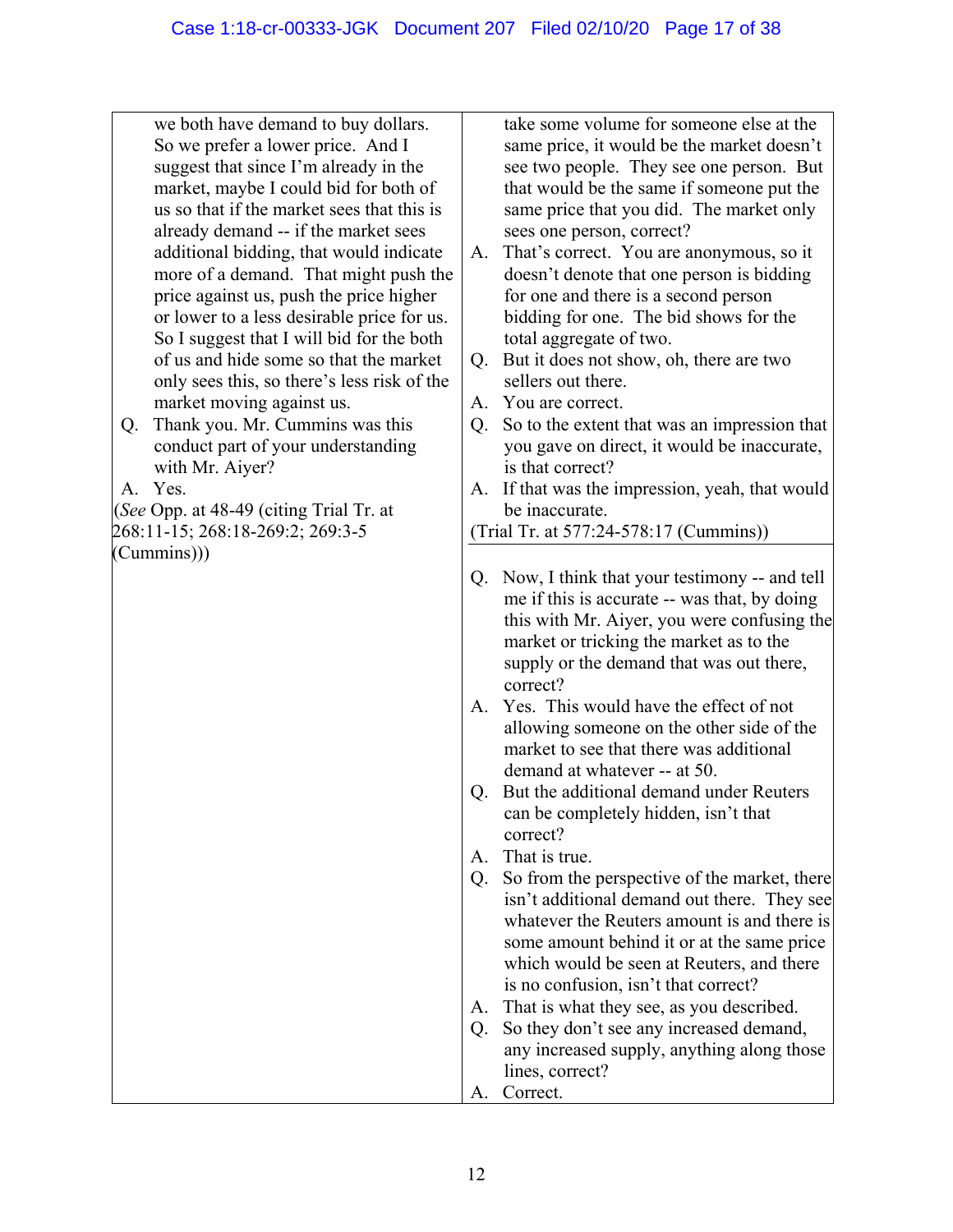| | |
|---|---|
| we both have demand to buy dollars. So we prefer a lower price. And I suggest that since I'm already in the market, maybe I could bid for both of us so that if the market sees that this is already demand -- if the market sees additional bidding, that would indicate more of a demand. That might push the price against us, push the price higher or lower to a less desirable price for us. So I suggest that I will bid for the both of us and hide some so that the market only sees this, so there's less risk of the market moving against us.<br>Q. Thank you. Mr. Cummins was this conduct part of your understanding with Mr. Aiyer?<br>A. Yes.<br>(*See* Opp. at 48-49 (citing Trial Tr. at 268:11-15; 268:18-269:2; 269:3-5 (Cummins))) | take some volume for someone else at the same price, it would be the market doesn't see two people. They see one person. But that would be the same if someone put the same price that you did. The market only sees one person, correct?<br>A. That's correct. You are anonymous, so it doesn't denote that one person is bidding for one and there is a second person bidding for one. The bid shows for the total aggregate of two.<br>Q. But it does not show, oh, there are two sellers out there.<br>A. You are correct.<br>Q. So to the extent that was an impression that you gave on direct, it would be inaccurate, is that correct?<br>A. If that was the impression, yeah, that would be inaccurate.<br>(Trial Tr. at 577:24-578:17 (Cummins)) |
| | Q. Now, I think that your testimony -- and tell me if this is accurate -- was that, by doing this with Mr. Aiyer, you were confusing the market or tricking the market as to the supply or the demand that was out there, correct?<br>A. Yes. This would have the effect of not allowing someone on the other side of the market to see that there was additional demand at whatever -- at 50.<br>Q. But the additional demand under Reuters can be completely hidden, isn't that correct?<br>A. That is true.<br>Q. So from the perspective of the market, there isn't additional demand out there. They see whatever the Reuters amount is and there is some amount behind it or at the same price which would be seen at Reuters, and there is no confusion, isn't that correct?<br>A. That is what they see, as you described.<br>Q. So they don't see any increased demand, any increased supply, anything along those lines, correct?<br>A. Correct. |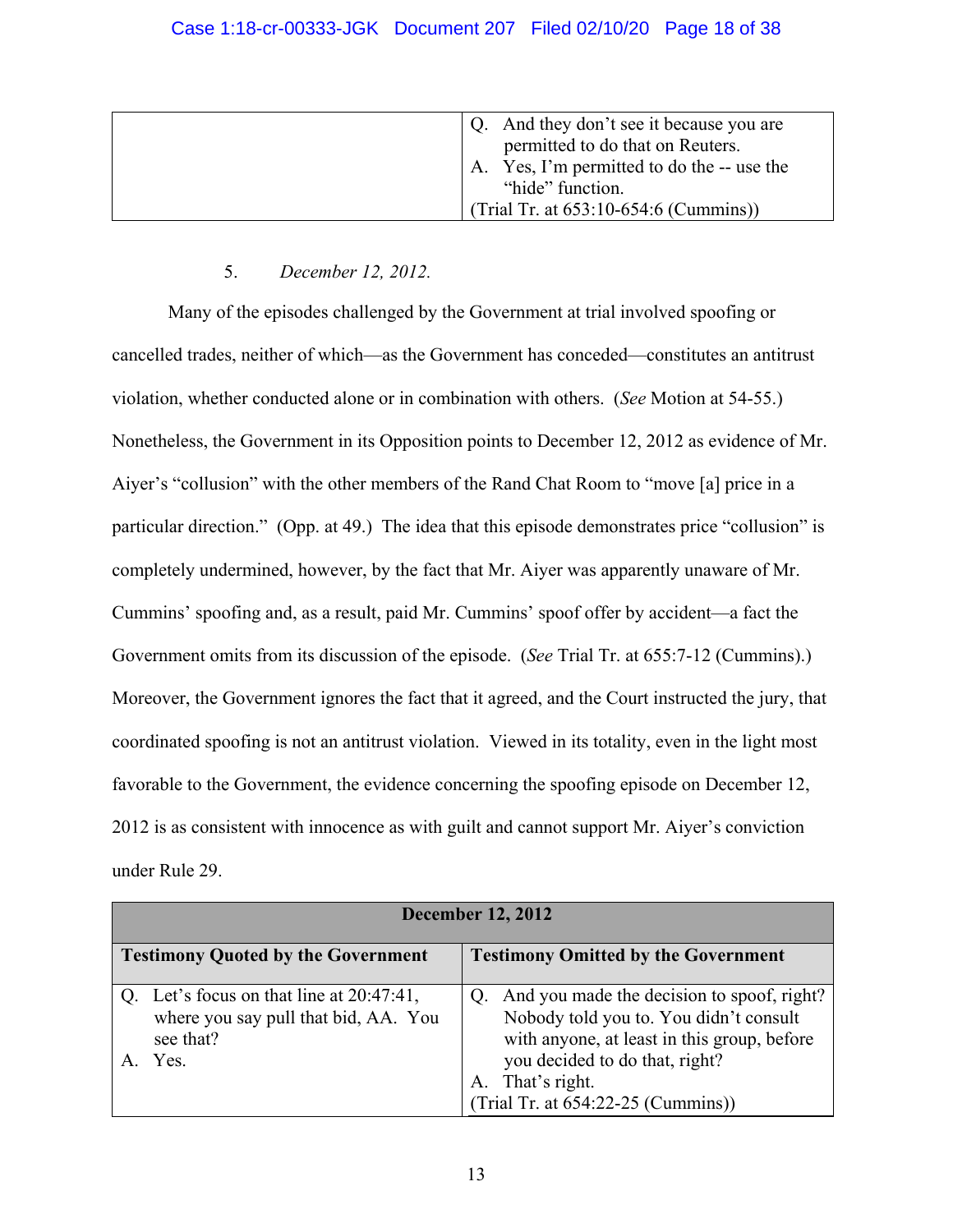| | |
|---|---|
| | Q. And they don't see it because you are permitted to do that on Reuters.<br>A. Yes, I'm permitted to do the -- use the "hide" function.<br>(Trial Tr. at 653:10-654:6 (Cummins)) |

5. *December 12, 2012.*

Many of the episodes challenged by the Government at trial involved spoofing or cancelled trades, neither of which—as the Government has conceded—constitutes an antitrust violation, whether conducted alone or in combination with others. (*See* Motion at 54-55.) Nonetheless, the Government in its Opposition points to December 12, 2012 as evidence of Mr. Aiyer's "collusion" with the other members of the Rand Chat Room to "move [a] price in a particular direction." (Opp. at 49.) The idea that this episode demonstrates price "collusion" is completely undermined, however, by the fact that Mr. Aiyer was apparently unaware of Mr. Cummins' spoofing and, as a result, paid Mr. Cummins' spoof offer by accident—a fact the Government omits from its discussion of the episode. (*See* Trial Tr. at 655:7-12 (Cummins).) Moreover, the Government ignores the fact that it agreed, and the Court instructed the jury, that coordinated spoofing is not an antitrust violation. Viewed in its totality, even in the light most favorable to the Government, the evidence concerning the spoofing episode on December 12, 2012 is as consistent with innocence as with guilt and cannot support Mr. Aiyer's conviction under Rule 29.

| **December 12, 2012** | |
|---|---|
| **Testimony Quoted by the Government** | **Testimony Omitted by the Government** |
| Q. Let's focus on that line at 20:47:41, where you say pull that bid, AA. You see that?<br>A. Yes. | Q. And you made the decision to spoof, right? Nobody told you to. You didn't consult with anyone, at least in this group, before you decided to do that, right?<br>A. That's right.<br>(Trial Tr. at 654:22-25 (Cummins)) |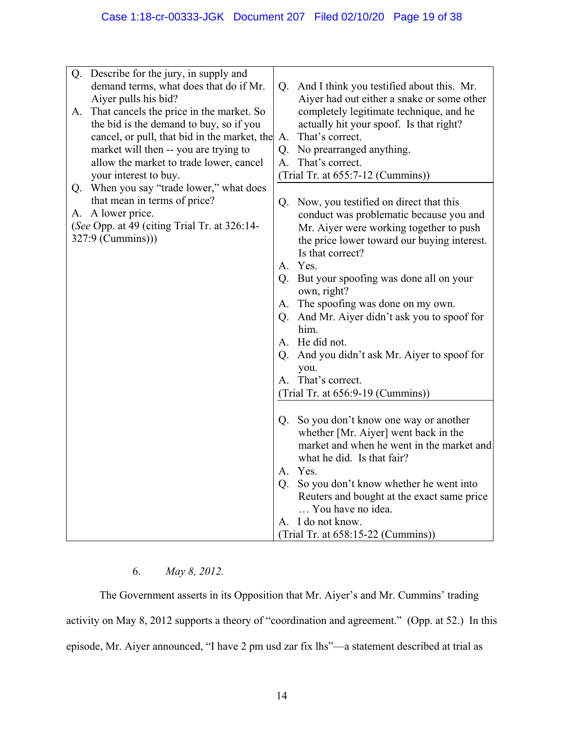| | |
|---|---|
| Q. Describe for the jury, in supply and demand terms, what does that do if Mr. Aiyer pulls his bid?<br>A. That cancels the price in the market. So the bid is the demand to buy, so if you cancel, or pull, that bid in the market, the market will then -- you are trying to allow the market to trade lower, cancel your interest to buy.<br>Q. When you say "trade lower," what does that mean in terms of price?<br>A. A lower price.<br>(*See* Opp. at 49 (citing Trial Tr. at 326:14-327:9 (Cummins))) | Q. And I think you testified about this. Mr. Aiyer had out either a snake or some other completely legitimate technique, and he actually hit your spoof. Is that right?<br>A. That's correct.<br>Q. No prearranged anything.<br>A. That's correct.<br>(Trial Tr. at 655:7-12 (Cummins))<br><br>Q. Now, you testified on direct that this conduct was problematic because you and Mr. Aiyer were working together to push the price lower toward our buying interest. Is that correct?<br>A. Yes.<br>Q. But your spoofing was done all on your own, right?<br>A. The spoofing was done on my own.<br>Q. And Mr. Aiyer didn't ask you to spoof for him.<br>A. He did not.<br>Q. And you didn't ask Mr. Aiyer to spoof for you.<br>A. That's correct.<br>(Trial Tr. at 656:9-19 (Cummins))<br><br>Q. So you don't know one way or another whether [Mr. Aiyer] went back in the market and when he went in the market and what he did. Is that fair?<br>A. Yes.<br>Q. So you don't know whether he went into Reuters and bought at the exact same price … You have no idea.<br>A. I do not know.<br>(Trial Tr. at 658:15-22 (Cummins)) |

6. *May 8, 2012.*

The Government asserts in its Opposition that Mr. Aiyer's and Mr. Cummins' trading activity on May 8, 2012 supports a theory of "coordination and agreement." (Opp. at 52.) In this episode, Mr. Aiyer announced, "I have 2 pm usd zar fix lhs"—a statement described at trial as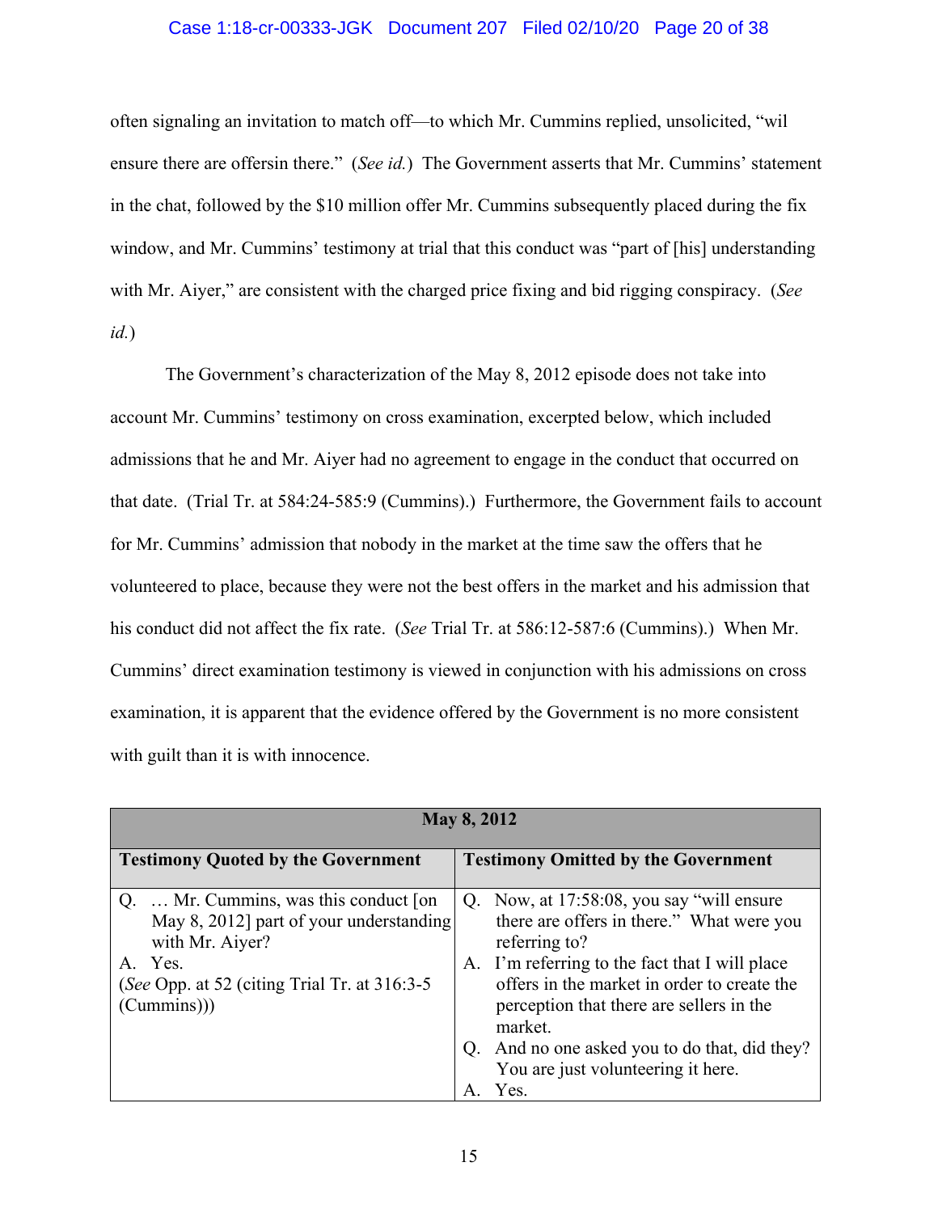often signaling an invitation to match off—to which Mr. Cummins replied, unsolicited, "wil ensure there are offersin there." (*See id.*) The Government asserts that Mr. Cummins' statement in the chat, followed by the $10 million offer Mr. Cummins subsequently placed during the fix window, and Mr. Cummins' testimony at trial that this conduct was "part of [his] understanding with Mr. Aiyer," are consistent with the charged price fixing and bid rigging conspiracy. (*See id.*)

The Government's characterization of the May 8, 2012 episode does not take into account Mr. Cummins' testimony on cross examination, excerpted below, which included admissions that he and Mr. Aiyer had no agreement to engage in the conduct that occurred on that date. (Trial Tr. at 584:24-585:9 (Cummins).) Furthermore, the Government fails to account for Mr. Cummins' admission that nobody in the market at the time saw the offers that he volunteered to place, because they were not the best offers in the market and his admission that his conduct did not affect the fix rate. (*See* Trial Tr. at 586:12-587:6 (Cummins).) When Mr. Cummins' direct examination testimony is viewed in conjunction with his admissions on cross examination, it is apparent that the evidence offered by the Government is no more consistent with guilt than it is with innocence.

| **May 8, 2012** | |
|---|---|
| **Testimony Quoted by the Government** | **Testimony Omitted by the Government** |
| Q. … Mr. Cummins, was this conduct [on May 8, 2012] part of your understanding with Mr. Aiyer?<br>A. Yes.<br>(*See* Opp. at 52 (citing Trial Tr. at 316:3-5 (Cummins))) | Q. Now, at 17:58:08, you say "will ensure there are offers in there." What were you referring to?<br>A. I'm referring to the fact that I will place offers in the market in order to create the perception that there are sellers in the market.<br>Q. And no one asked you to do that, did they? You are just volunteering it here.<br>A. Yes. |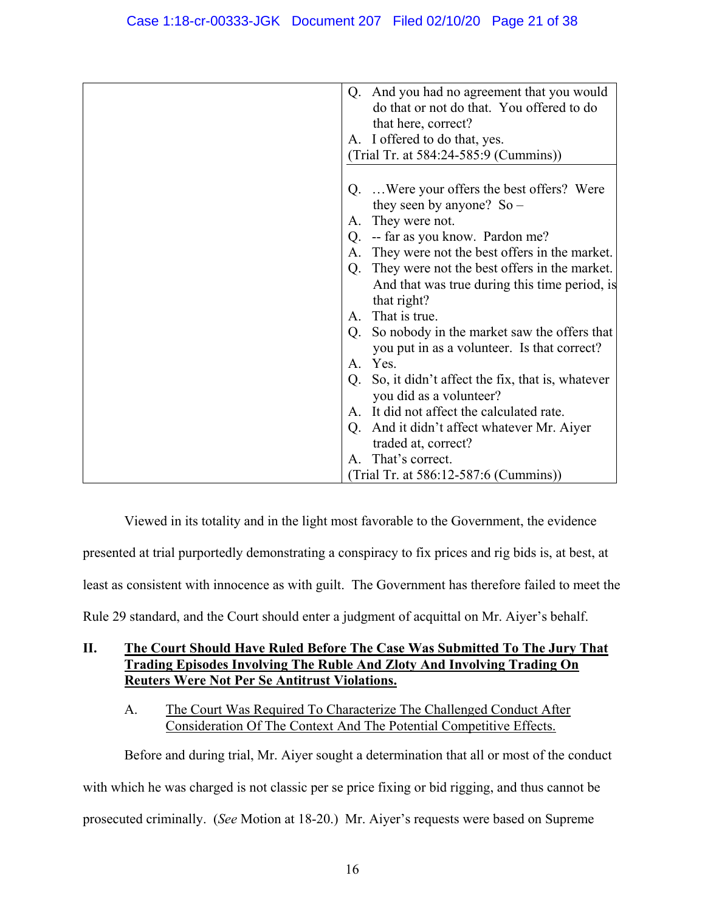| | |
|---|---|
| | Q. And you had no agreement that you would do that or not do that. You offered to do that here, correct?<br>A. I offered to do that, yes.<br>(Trial Tr. at 584:24-585:9 (Cummins)) |
| | Q. …Were your offers the best offers? Were they seen by anyone? So –<br>A. They were not.<br>Q. -- far as you know. Pardon me?<br>A. They were not the best offers in the market.<br>Q. They were not the best offers in the market. And that was true during this time period, is that right?<br>A. That is true.<br>Q. So nobody in the market saw the offers that you put in as a volunteer. Is that correct?<br>A. Yes.<br>Q. So, it didn't affect the fix, that is, whatever you did as a volunteer?<br>A. It did not affect the calculated rate.<br>Q. And it didn't affect whatever Mr. Aiyer traded at, correct?<br>A. That's correct.<br>(Trial Tr. at 586:12-587:6 (Cummins)) |

Viewed in its totality and in the light most favorable to the Government, the evidence presented at trial purportedly demonstrating a conspiracy to fix prices and rig bids is, at best, at least as consistent with innocence as with guilt. The Government has therefore failed to meet the Rule 29 standard, and the Court should enter a judgment of acquittal on Mr. Aiyer's behalf.

## II. The Court Should Have Ruled Before The Case Was Submitted To The Jury That Trading Episodes Involving The Ruble And Zloty And Involving Trading On Reuters Were Not Per Se Antitrust Violations.

### A. The Court Was Required To Characterize The Challenged Conduct After Consideration Of The Context And The Potential Competitive Effects.

Before and during trial, Mr. Aiyer sought a determination that all or most of the conduct with which he was charged is not classic per se price fixing or bid rigging, and thus cannot be prosecuted criminally. (*See* Motion at 18-20.) Mr. Aiyer's requests were based on Supreme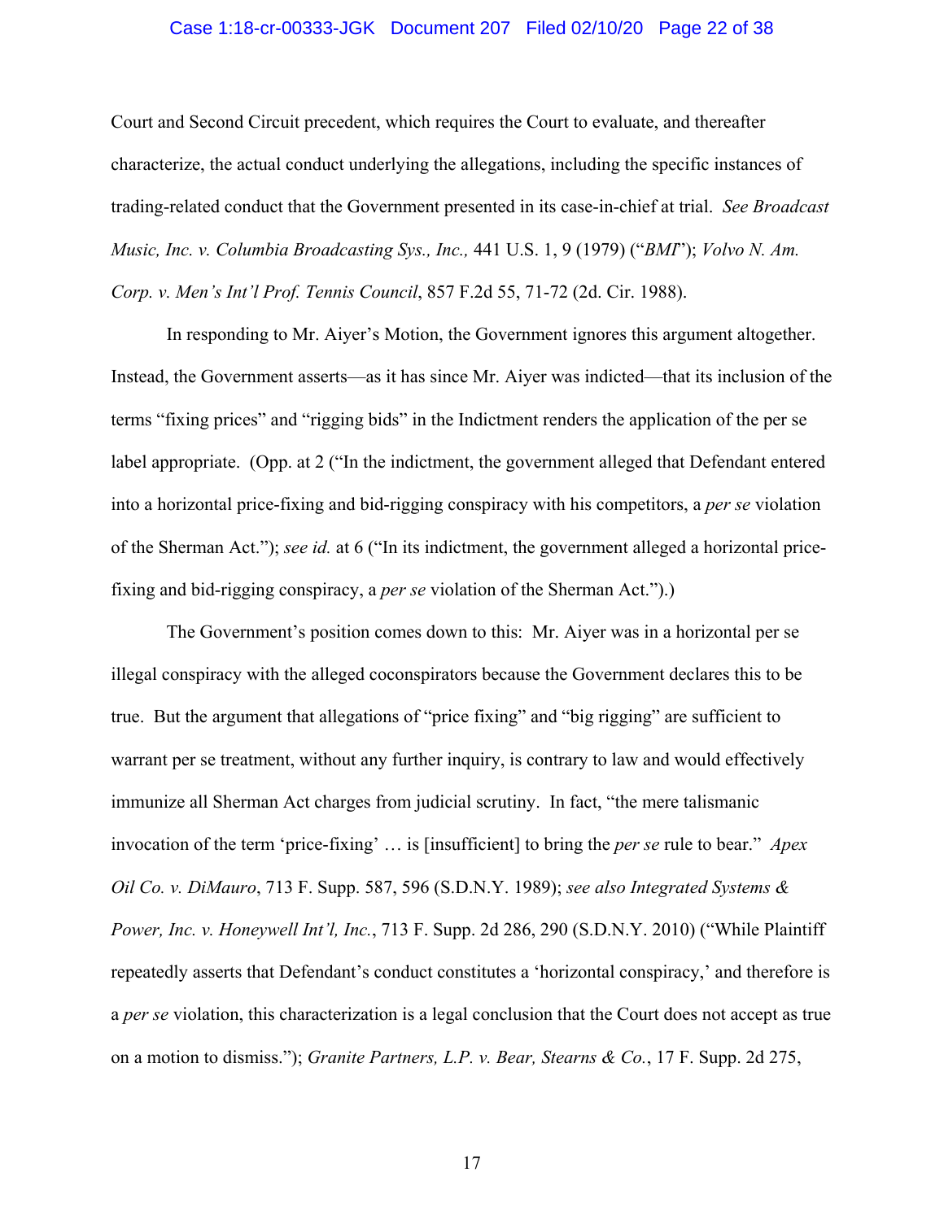Court and Second Circuit precedent, which requires the Court to evaluate, and thereafter characterize, the actual conduct underlying the allegations, including the specific instances of trading-related conduct that the Government presented in its case-in-chief at trial. *See Broadcast Music, Inc. v. Columbia Broadcasting Sys., Inc.,* 441 U.S. 1, 9 (1979) ("*BMI*"); *Volvo N. Am. Corp. v. Men's Int'l Prof. Tennis Council*, 857 F.2d 55, 71-72 (2d. Cir. 1988).

In responding to Mr. Aiyer's Motion, the Government ignores this argument altogether. Instead, the Government asserts—as it has since Mr. Aiyer was indicted—that its inclusion of the terms "fixing prices" and "rigging bids" in the Indictment renders the application of the per se label appropriate. (Opp. at 2 ("In the indictment, the government alleged that Defendant entered into a horizontal price-fixing and bid-rigging conspiracy with his competitors, a *per se* violation of the Sherman Act."); *see id.* at 6 ("In its indictment, the government alleged a horizontal price-fixing and bid-rigging conspiracy, a *per se* violation of the Sherman Act.").)

The Government's position comes down to this: Mr. Aiyer was in a horizontal per se illegal conspiracy with the alleged coconspirators because the Government declares this to be true. But the argument that allegations of "price fixing" and "big rigging" are sufficient to warrant per se treatment, without any further inquiry, is contrary to law and would effectively immunize all Sherman Act charges from judicial scrutiny. In fact, "the mere talismanic invocation of the term 'price-fixing' … is [insufficient] to bring the *per se* rule to bear." *Apex Oil Co. v. DiMauro*, 713 F. Supp. 587, 596 (S.D.N.Y. 1989); *see also Integrated Systems & Power, Inc. v. Honeywell Int'l, Inc.*, 713 F. Supp. 2d 286, 290 (S.D.N.Y. 2010) ("While Plaintiff repeatedly asserts that Defendant's conduct constitutes a 'horizontal conspiracy,' and therefore is a *per se* violation, this characterization is a legal conclusion that the Court does not accept as true on a motion to dismiss."); *Granite Partners, L.P. v. Bear, Stearns & Co.*, 17 F. Supp. 2d 275,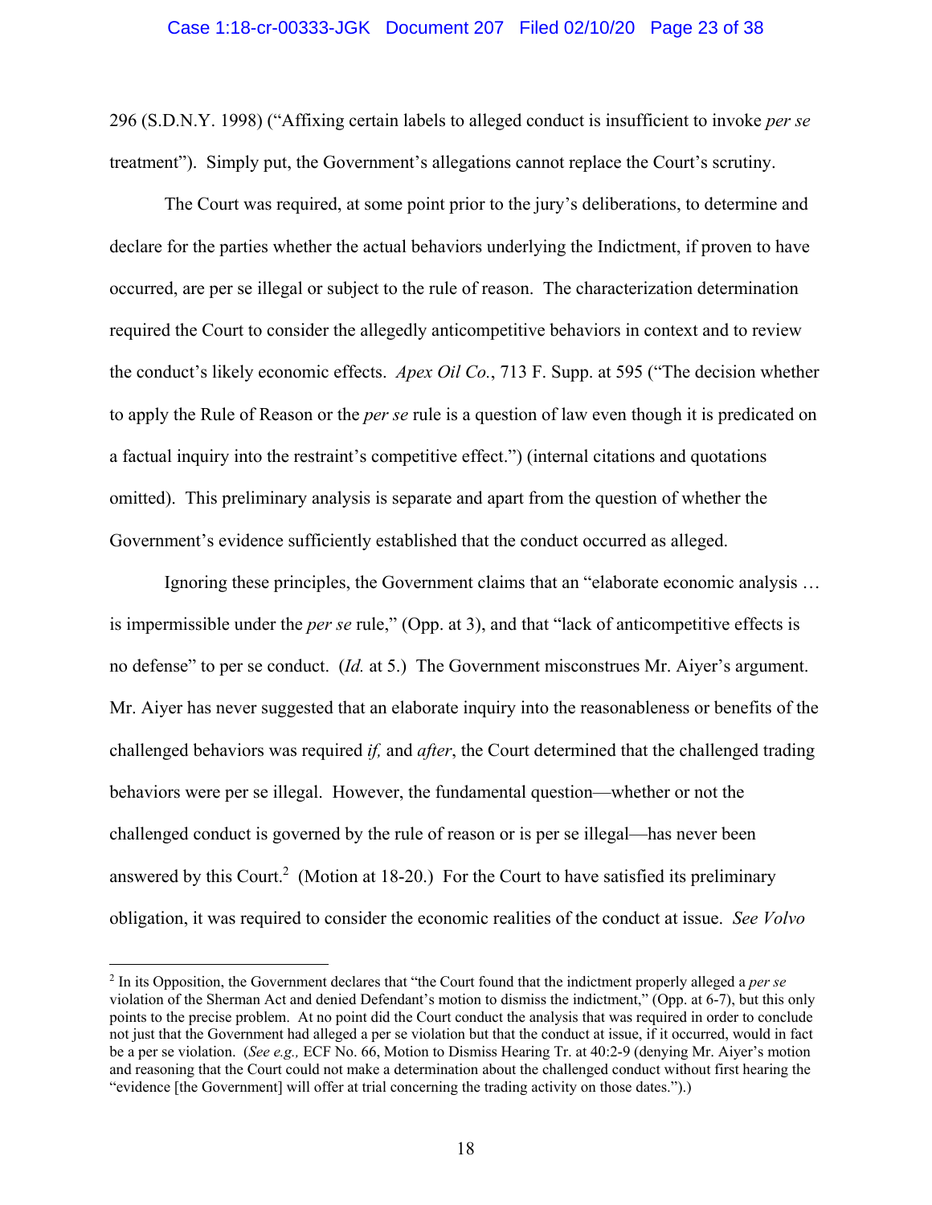296 (S.D.N.Y. 1998) ("Affixing certain labels to alleged conduct is insufficient to invoke *per se* treatment"). Simply put, the Government's allegations cannot replace the Court's scrutiny.

The Court was required, at some point prior to the jury's deliberations, to determine and declare for the parties whether the actual behaviors underlying the Indictment, if proven to have occurred, are per se illegal or subject to the rule of reason. The characterization determination required the Court to consider the allegedly anticompetitive behaviors in context and to review the conduct's likely economic effects. *Apex Oil Co.*, 713 F. Supp. at 595 ("The decision whether to apply the Rule of Reason or the *per se* rule is a question of law even though it is predicated on a factual inquiry into the restraint's competitive effect.") (internal citations and quotations omitted). This preliminary analysis is separate and apart from the question of whether the Government's evidence sufficiently established that the conduct occurred as alleged.

Ignoring these principles, the Government claims that an "elaborate economic analysis … is impermissible under the *per se* rule," (Opp. at 3), and that "lack of anticompetitive effects is no defense" to per se conduct. (*Id.* at 5.) The Government misconstrues Mr. Aiyer's argument. Mr. Aiyer has never suggested that an elaborate inquiry into the reasonableness or benefits of the challenged behaviors was required *if,* and *after*, the Court determined that the challenged trading behaviors were per se illegal. However, the fundamental question—whether or not the challenged conduct is governed by the rule of reason or is per se illegal—has never been answered by this Court.[2] (Motion at 18-20.) For the Court to have satisfied its preliminary obligation, it was required to consider the economic realities of the conduct at issue. *See Volvo*

[2] In its Opposition, the Government declares that "the Court found that the indictment properly alleged a *per se* violation of the Sherman Act and denied Defendant's motion to dismiss the indictment," (Opp. at 6-7), but this only points to the precise problem. At no point did the Court conduct the analysis that was required in order to conclude not just that the Government had alleged a per se violation but that the conduct at issue, if it occurred, would in fact be a per se violation. (*See e.g.,* ECF No. 66, Motion to Dismiss Hearing Tr. at 40:2-9 (denying Mr. Aiyer's motion and reasoning that the Court could not make a determination about the challenged conduct without first hearing the "evidence [the Government] will offer at trial concerning the trading activity on those dates.").)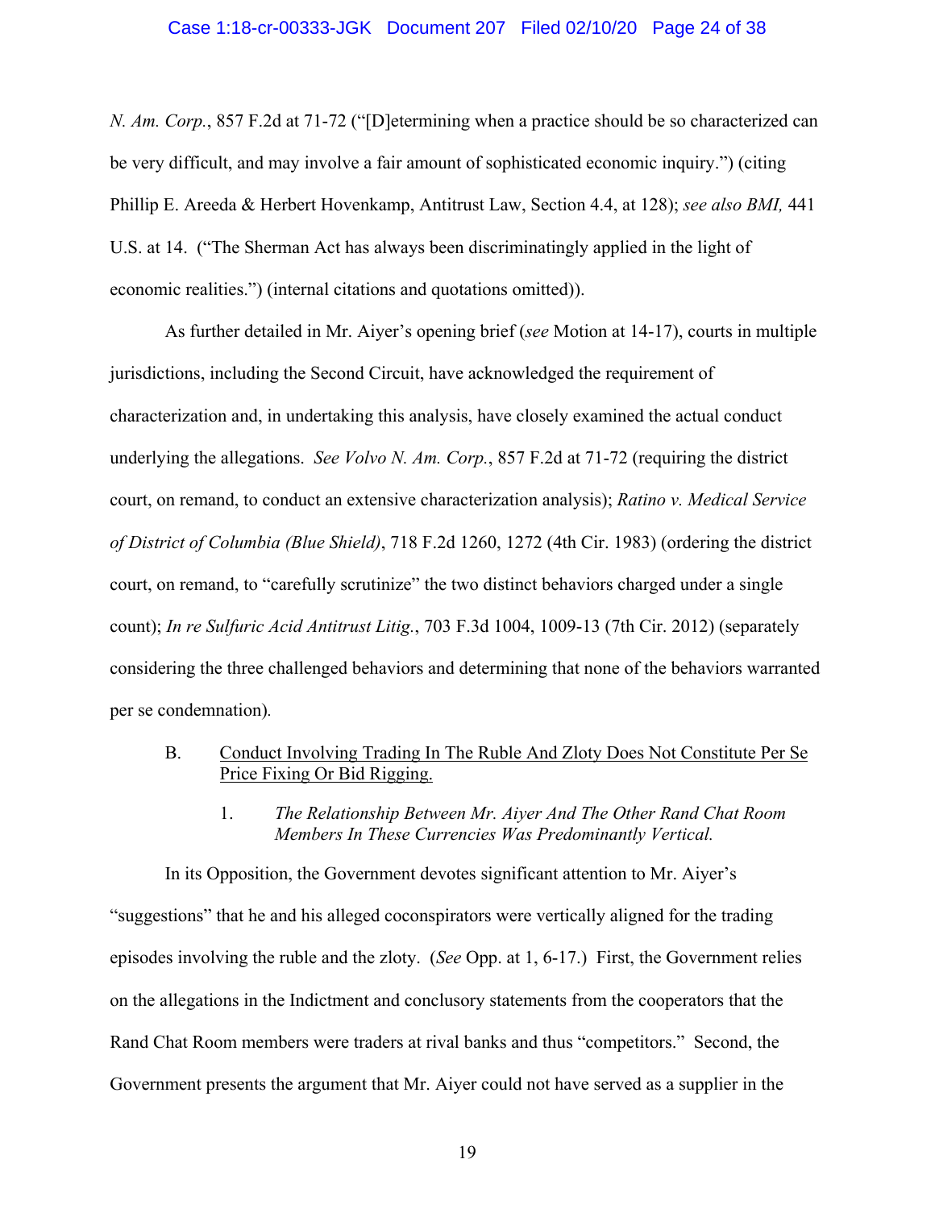*N. Am. Corp.*, 857 F.2d at 71-72 ("[D]etermining when a practice should be so characterized can be very difficult, and may involve a fair amount of sophisticated economic inquiry.") (citing Phillip E. Areeda & Herbert Hovenkamp, Antitrust Law, Section 4.4, at 128); *see also BMI,* 441 U.S. at 14. ("The Sherman Act has always been discriminatingly applied in the light of economic realities.") (internal citations and quotations omitted)).

As further detailed in Mr. Aiyer's opening brief (*see* Motion at 14-17), courts in multiple jurisdictions, including the Second Circuit, have acknowledged the requirement of characterization and, in undertaking this analysis, have closely examined the actual conduct underlying the allegations. *See Volvo N. Am. Corp.*, 857 F.2d at 71-72 (requiring the district court, on remand, to conduct an extensive characterization analysis); *Ratino v. Medical Service of District of Columbia (Blue Shield)*, 718 F.2d 1260, 1272 (4th Cir. 1983) (ordering the district court, on remand, to "carefully scrutinize" the two distinct behaviors charged under a single count); *In re Sulfuric Acid Antitrust Litig.*, 703 F.3d 1004, 1009-13 (7th Cir. 2012) (separately considering the three challenged behaviors and determining that none of the behaviors warranted per se condemnation).

### B. Conduct Involving Trading In The Ruble And Zloty Does Not Constitute Per Se Price Fixing Or Bid Rigging.

#### 1. *The Relationship Between Mr. Aiyer And The Other Rand Chat Room Members In These Currencies Was Predominantly Vertical.*

In its Opposition, the Government devotes significant attention to Mr. Aiyer's "suggestions" that he and his alleged coconspirators were vertically aligned for the trading episodes involving the ruble and the zloty. (*See* Opp. at 1, 6-17.) First, the Government relies on the allegations in the Indictment and conclusory statements from the cooperators that the Rand Chat Room members were traders at rival banks and thus "competitors." Second, the Government presents the argument that Mr. Aiyer could not have served as a supplier in the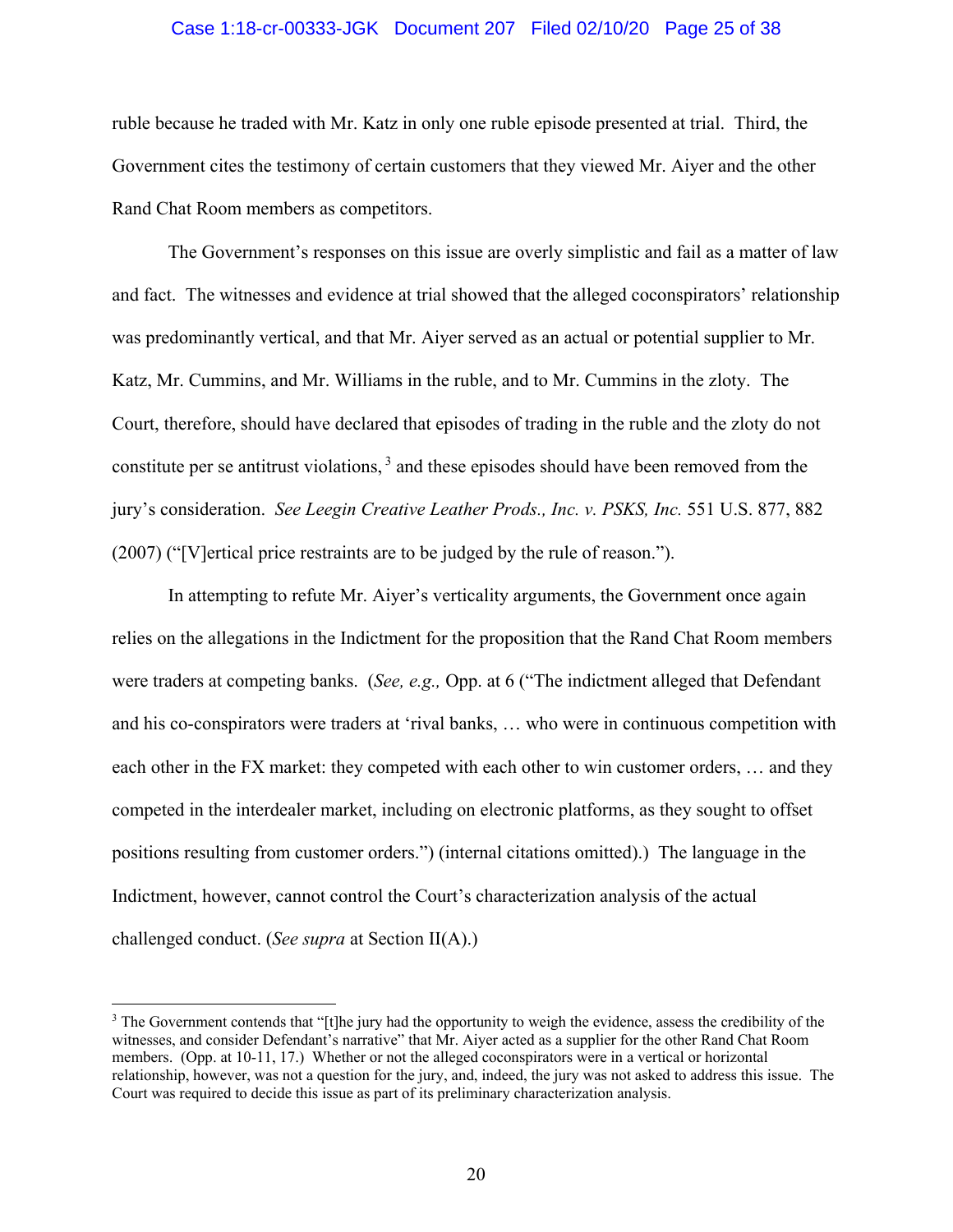ruble because he traded with Mr. Katz in only one ruble episode presented at trial. Third, the Government cites the testimony of certain customers that they viewed Mr. Aiyer and the other Rand Chat Room members as competitors.

The Government's responses on this issue are overly simplistic and fail as a matter of law and fact. The witnesses and evidence at trial showed that the alleged coconspirators' relationship was predominantly vertical, and that Mr. Aiyer served as an actual or potential supplier to Mr. Katz, Mr. Cummins, and Mr. Williams in the ruble, and to Mr. Cummins in the zloty. The Court, therefore, should have declared that episodes of trading in the ruble and the zloty do not constitute per se antitrust violations,[3] and these episodes should have been removed from the jury's consideration. *See Leegin Creative Leather Prods., Inc. v. PSKS, Inc.* 551 U.S. 877, 882 (2007) ("[V]ertical price restraints are to be judged by the rule of reason.").

In attempting to refute Mr. Aiyer's verticality arguments, the Government once again relies on the allegations in the Indictment for the proposition that the Rand Chat Room members were traders at competing banks. (*See, e.g.,* Opp. at 6 ("The indictment alleged that Defendant and his co-conspirators were traders at 'rival banks, … who were in continuous competition with each other in the FX market: they competed with each other to win customer orders, … and they competed in the interdealer market, including on electronic platforms, as they sought to offset positions resulting from customer orders.") (internal citations omitted).) The language in the Indictment, however, cannot control the Court's characterization analysis of the actual challenged conduct. (*See supra* at Section II(A).)

---

[3] The Government contends that "[t]he jury had the opportunity to weigh the evidence, assess the credibility of the witnesses, and consider Defendant's narrative" that Mr. Aiyer acted as a supplier for the other Rand Chat Room members. (Opp. at 10-11, 17.) Whether or not the alleged coconspirators were in a vertical or horizontal relationship, however, was not a question for the jury, and, indeed, the jury was not asked to address this issue. The Court was required to decide this issue as part of its preliminary characterization analysis.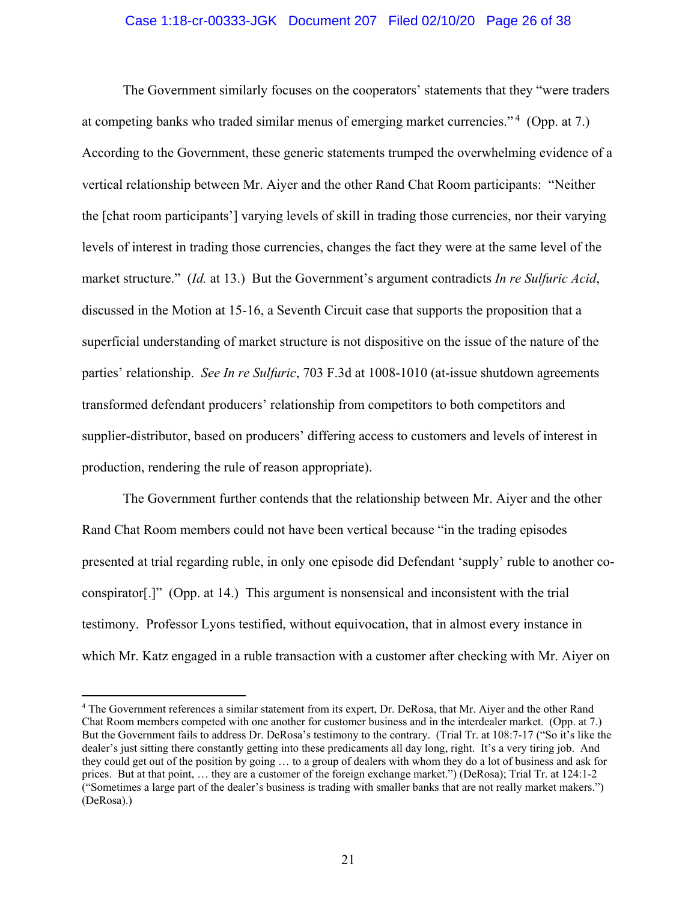The Government similarly focuses on the cooperators' statements that they "were traders at competing banks who traded similar menus of emerging market currencies."[4] (Opp. at 7.) According to the Government, these generic statements trumped the overwhelming evidence of a vertical relationship between Mr. Aiyer and the other Rand Chat Room participants: "Neither the [chat room participants'] varying levels of skill in trading those currencies, nor their varying levels of interest in trading those currencies, changes the fact they were at the same level of the market structure." (*Id.* at 13.) But the Government's argument contradicts *In re Sulfuric Acid*, discussed in the Motion at 15-16, a Seventh Circuit case that supports the proposition that a superficial understanding of market structure is not dispositive on the issue of the nature of the parties' relationship. *See In re Sulfuric*, 703 F.3d at 1008-1010 (at-issue shutdown agreements transformed defendant producers' relationship from competitors to both competitors and supplier-distributor, based on producers' differing access to customers and levels of interest in production, rendering the rule of reason appropriate).

The Government further contends that the relationship between Mr. Aiyer and the other Rand Chat Room members could not have been vertical because "in the trading episodes presented at trial regarding ruble, in only one episode did Defendant 'supply' ruble to another co-conspirator[.]" (Opp. at 14.) This argument is nonsensical and inconsistent with the trial testimony. Professor Lyons testified, without equivocation, that in almost every instance in which Mr. Katz engaged in a ruble transaction with a customer after checking with Mr. Aiyer on

---

[4] The Government references a similar statement from its expert, Dr. DeRosa, that Mr. Aiyer and the other Rand Chat Room members competed with one another for customer business and in the interdealer market. (Opp. at 7.) But the Government fails to address Dr. DeRosa's testimony to the contrary. (Trial Tr. at 108:7-17 ("So it's like the dealer's just sitting there constantly getting into these predicaments all day long, right. It's a very tiring job. And they could get out of the position by going … to a group of dealers with whom they do a lot of business and ask for prices. But at that point, … they are a customer of the foreign exchange market.") (DeRosa); Trial Tr. at 124:1-2 ("Sometimes a large part of the dealer's business is trading with smaller banks that are not really market makers.") (DeRosa).)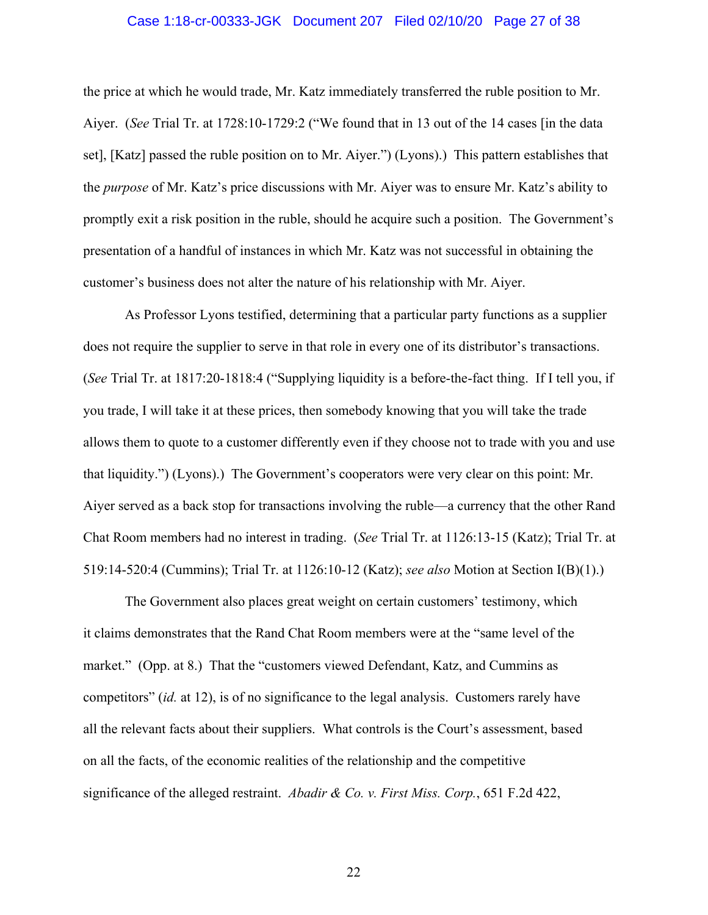the price at which he would trade, Mr. Katz immediately transferred the ruble position to Mr. Aiyer. (*See* Trial Tr. at 1728:10-1729:2 ("We found that in 13 out of the 14 cases [in the data set], [Katz] passed the ruble position on to Mr. Aiyer.") (Lyons).) This pattern establishes that the *purpose* of Mr. Katz's price discussions with Mr. Aiyer was to ensure Mr. Katz's ability to promptly exit a risk position in the ruble, should he acquire such a position. The Government's presentation of a handful of instances in which Mr. Katz was not successful in obtaining the customer's business does not alter the nature of his relationship with Mr. Aiyer.

As Professor Lyons testified, determining that a particular party functions as a supplier does not require the supplier to serve in that role in every one of its distributor's transactions. (*See* Trial Tr. at 1817:20-1818:4 ("Supplying liquidity is a before-the-fact thing. If I tell you, if you trade, I will take it at these prices, then somebody knowing that you will take the trade allows them to quote to a customer differently even if they choose not to trade with you and use that liquidity.") (Lyons).) The Government's cooperators were very clear on this point: Mr. Aiyer served as a back stop for transactions involving the ruble—a currency that the other Rand Chat Room members had no interest in trading. (*See* Trial Tr. at 1126:13-15 (Katz); Trial Tr. at 519:14-520:4 (Cummins); Trial Tr. at 1126:10-12 (Katz); *see also* Motion at Section I(B)(1).)

The Government also places great weight on certain customers' testimony, which it claims demonstrates that the Rand Chat Room members were at the "same level of the market." (Opp. at 8.) That the "customers viewed Defendant, Katz, and Cummins as competitors" (*id.* at 12), is of no significance to the legal analysis. Customers rarely have all the relevant facts about their suppliers. What controls is the Court's assessment, based on all the facts, of the economic realities of the relationship and the competitive significance of the alleged restraint. *Abadir & Co. v. First Miss. Corp.*, 651 F.2d 422,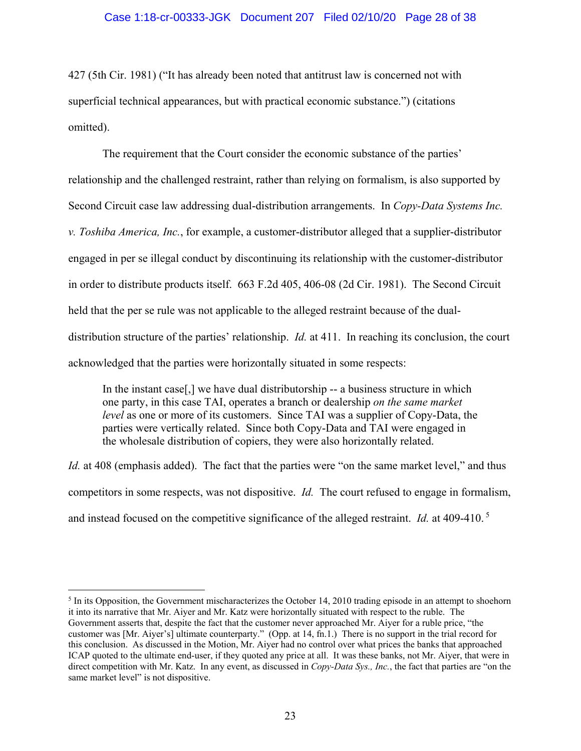427 (5th Cir. 1981) ("It has already been noted that antitrust law is concerned not with superficial technical appearances, but with practical economic substance.") (citations omitted).

The requirement that the Court consider the economic substance of the parties' relationship and the challenged restraint, rather than relying on formalism, is also supported by Second Circuit case law addressing dual-distribution arrangements. In *Copy-Data Systems Inc. v. Toshiba America, Inc.*, for example, a customer-distributor alleged that a supplier-distributor engaged in per se illegal conduct by discontinuing its relationship with the customer-distributor in order to distribute products itself. 663 F.2d 405, 406-08 (2d Cir. 1981). The Second Circuit held that the per se rule was not applicable to the alleged restraint because of the dual-distribution structure of the parties' relationship. *Id.* at 411. In reaching its conclusion, the court acknowledged that the parties were horizontally situated in some respects:

> In the instant case[,] we have dual distributorship -- a business structure in which one party, in this case TAI, operates a branch or dealership *on the same market level* as one or more of its customers. Since TAI was a supplier of Copy-Data, the parties were vertically related. Since both Copy-Data and TAI were engaged in the wholesale distribution of copiers, they were also horizontally related.

*Id.* at 408 (emphasis added). The fact that the parties were "on the same market level," and thus competitors in some respects, was not dispositive. *Id.* The court refused to engage in formalism, and instead focused on the competitive significance of the alleged restraint. *Id.* at 409-410.[5]

---

[5] In its Opposition, the Government mischaracterizes the October 14, 2010 trading episode in an attempt to shoehorn it into its narrative that Mr. Aiyer and Mr. Katz were horizontally situated with respect to the ruble. The Government asserts that, despite the fact that the customer never approached Mr. Aiyer for a ruble price, "the customer was [Mr. Aiyer's] ultimate counterparty." (Opp. at 14, fn.1.) There is no support in the trial record for this conclusion. As discussed in the Motion, Mr. Aiyer had no control over what prices the banks that approached ICAP quoted to the ultimate end-user, if they quoted any price at all. It was these banks, not Mr. Aiyer, that were in direct competition with Mr. Katz. In any event, as discussed in *Copy-Data Sys., Inc.*, the fact that parties are "on the same market level" is not dispositive.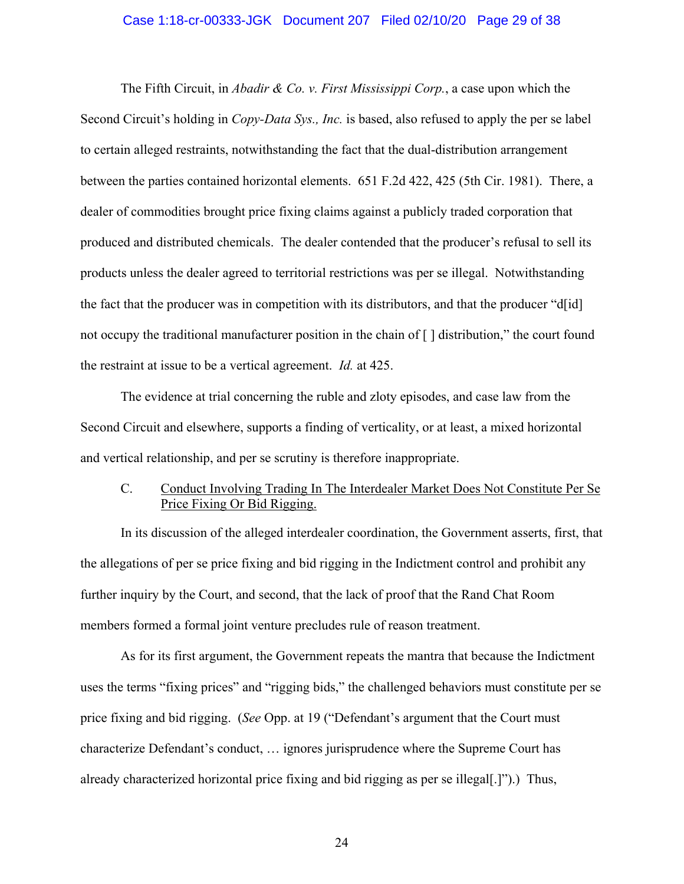The Fifth Circuit, in *Abadir & Co. v. First Mississippi Corp.*, a case upon which the Second Circuit's holding in *Copy-Data Sys., Inc.* is based, also refused to apply the per se label to certain alleged restraints, notwithstanding the fact that the dual-distribution arrangement between the parties contained horizontal elements. 651 F.2d 422, 425 (5th Cir. 1981). There, a dealer of commodities brought price fixing claims against a publicly traded corporation that produced and distributed chemicals. The dealer contended that the producer's refusal to sell its products unless the dealer agreed to territorial restrictions was per se illegal. Notwithstanding the fact that the producer was in competition with its distributors, and that the producer "d[id] not occupy the traditional manufacturer position in the chain of [ ] distribution," the court found the restraint at issue to be a vertical agreement. *Id.* at 425.

The evidence at trial concerning the ruble and zloty episodes, and case law from the Second Circuit and elsewhere, supports a finding of verticality, or at least, a mixed horizontal and vertical relationship, and per se scrutiny is therefore inappropriate.

### C. <u>Conduct Involving Trading In The Interdealer Market Does Not Constitute Per Se Price Fixing Or Bid Rigging.</u>

In its discussion of the alleged interdealer coordination, the Government asserts, first, that the allegations of per se price fixing and bid rigging in the Indictment control and prohibit any further inquiry by the Court, and second, that the lack of proof that the Rand Chat Room members formed a formal joint venture precludes rule of reason treatment.

As for its first argument, the Government repeats the mantra that because the Indictment uses the terms "fixing prices" and "rigging bids," the challenged behaviors must constitute per se price fixing and bid rigging. (*See* Opp. at 19 ("Defendant's argument that the Court must characterize Defendant's conduct, … ignores jurisprudence where the Supreme Court has already characterized horizontal price fixing and bid rigging as per se illegal[.]").) Thus,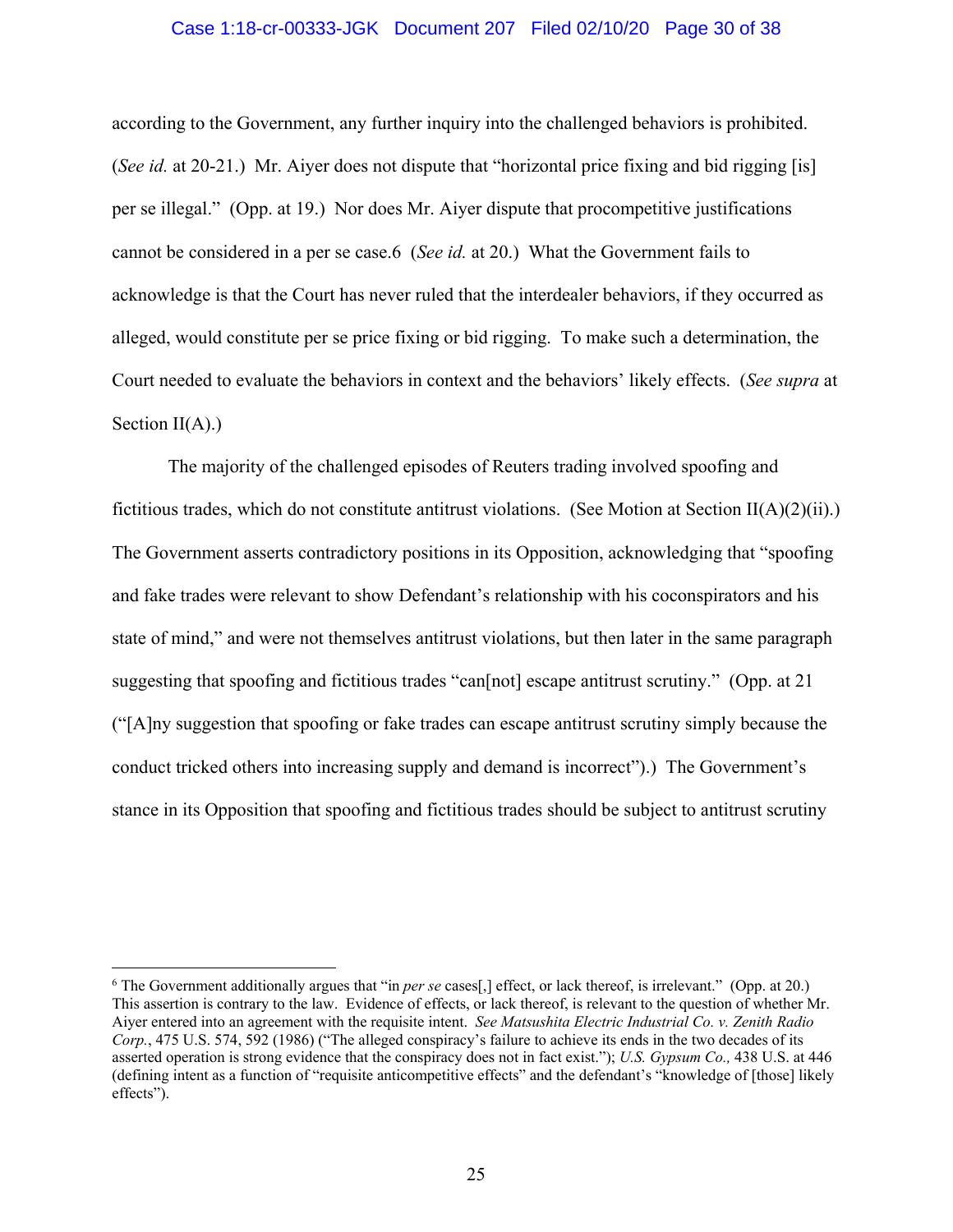according to the Government, any further inquiry into the challenged behaviors is prohibited. (*See id.* at 20-21.) Mr. Aiyer does not dispute that "horizontal price fixing and bid rigging [is] per se illegal." (Opp. at 19.) Nor does Mr. Aiyer dispute that procompetitive justifications cannot be considered in a per se case.[6] (*See id.* at 20.) What the Government fails to acknowledge is that the Court has never ruled that the interdealer behaviors, if they occurred as alleged, would constitute per se price fixing or bid rigging. To make such a determination, the Court needed to evaluate the behaviors in context and the behaviors' likely effects. (*See supra* at Section II(A).)

The majority of the challenged episodes of Reuters trading involved spoofing and fictitious trades, which do not constitute antitrust violations. (See Motion at Section II(A)(2)(ii).) The Government asserts contradictory positions in its Opposition, acknowledging that "spoofing and fake trades were relevant to show Defendant's relationship with his coconspirators and his state of mind," and were not themselves antitrust violations, but then later in the same paragraph suggesting that spoofing and fictitious trades "can[not] escape antitrust scrutiny." (Opp. at 21 ("[A]ny suggestion that spoofing or fake trades can escape antitrust scrutiny simply because the conduct tricked others into increasing supply and demand is incorrect").) The Government's stance in its Opposition that spoofing and fictitious trades should be subject to antitrust scrutiny

---

[6] The Government additionally argues that "in *per se* cases[,] effect, or lack thereof, is irrelevant." (Opp. at 20.) This assertion is contrary to the law. Evidence of effects, or lack thereof, is relevant to the question of whether Mr. Aiyer entered into an agreement with the requisite intent. *See Matsushita Electric Industrial Co. v. Zenith Radio Corp.*, 475 U.S. 574, 592 (1986) ("The alleged conspiracy's failure to achieve its ends in the two decades of its asserted operation is strong evidence that the conspiracy does not in fact exist."); *U.S. Gypsum Co.,* 438 U.S. at 446 (defining intent as a function of "requisite anticompetitive effects" and the defendant's "knowledge of [those] likely effects").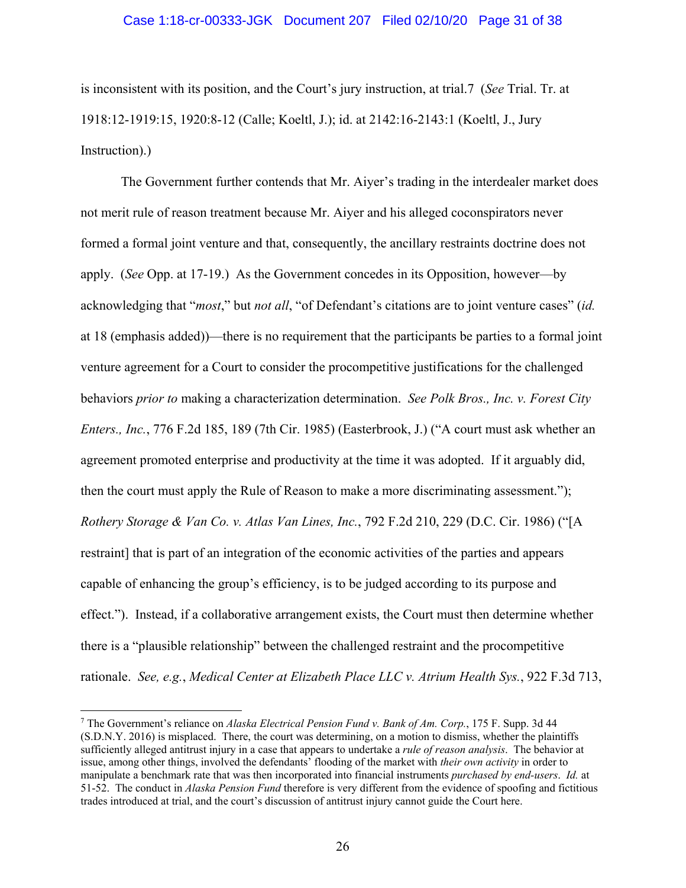is inconsistent with its position, and the Court's jury instruction, at trial.[7] (*See* Trial. Tr. at 1918:12-1919:15, 1920:8-12 (Calle; Koeltl, J.); id. at 2142:16-2143:1 (Koeltl, J., Jury Instruction).)

The Government further contends that Mr. Aiyer's trading in the interdealer market does not merit rule of reason treatment because Mr. Aiyer and his alleged coconspirators never formed a formal joint venture and that, consequently, the ancillary restraints doctrine does not apply. (*See* Opp. at 17-19.) As the Government concedes in its Opposition, however—by acknowledging that "*most*," but *not all*, "of Defendant's citations are to joint venture cases" (*id.* at 18 (emphasis added))—there is no requirement that the participants be parties to a formal joint venture agreement for a Court to consider the procompetitive justifications for the challenged behaviors *prior to* making a characterization determination. *See Polk Bros., Inc. v. Forest City Enters., Inc.*, 776 F.2d 185, 189 (7th Cir. 1985) (Easterbrook, J.) ("A court must ask whether an agreement promoted enterprise and productivity at the time it was adopted. If it arguably did, then the court must apply the Rule of Reason to make a more discriminating assessment."); *Rothery Storage & Van Co. v. Atlas Van Lines, Inc.*, 792 F.2d 210, 229 (D.C. Cir. 1986) ("[A restraint] that is part of an integration of the economic activities of the parties and appears capable of enhancing the group's efficiency, is to be judged according to its purpose and effect."). Instead, if a collaborative arrangement exists, the Court must then determine whether there is a "plausible relationship" between the challenged restraint and the procompetitive rationale. *See, e.g.*, *Medical Center at Elizabeth Place LLC v. Atrium Health Sys.*, 922 F.3d 713,

---

[7] The Government's reliance on *Alaska Electrical Pension Fund v. Bank of Am. Corp.*, 175 F. Supp. 3d 44 (S.D.N.Y. 2016) is misplaced. There, the court was determining, on a motion to dismiss, whether the plaintiffs sufficiently alleged antitrust injury in a case that appears to undertake a *rule of reason analysis*. The behavior at issue, among other things, involved the defendants' flooding of the market with *their own activity* in order to manipulate a benchmark rate that was then incorporated into financial instruments *purchased by end-users*. *Id.* at 51-52. The conduct in *Alaska Pension Fund* therefore is very different from the evidence of spoofing and fictitious trades introduced at trial, and the court's discussion of antitrust injury cannot guide the Court here.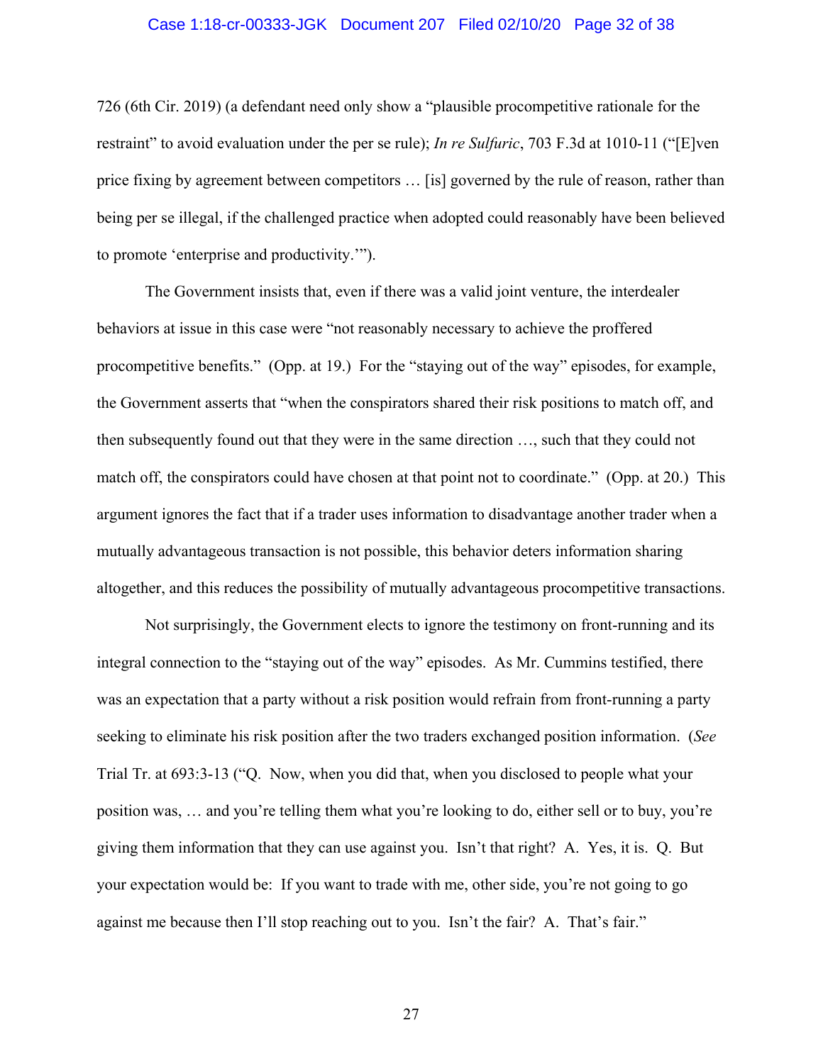726 (6th Cir. 2019) (a defendant need only show a "plausible procompetitive rationale for the restraint" to avoid evaluation under the per se rule); *In re Sulfuric*, 703 F.3d at 1010-11 ("[E]ven price fixing by agreement between competitors … [is] governed by the rule of reason, rather than being per se illegal, if the challenged practice when adopted could reasonably have been believed to promote 'enterprise and productivity.'").

The Government insists that, even if there was a valid joint venture, the interdealer behaviors at issue in this case were "not reasonably necessary to achieve the proffered procompetitive benefits." (Opp. at 19.) For the "staying out of the way" episodes, for example, the Government asserts that "when the conspirators shared their risk positions to match off, and then subsequently found out that they were in the same direction …, such that they could not match off, the conspirators could have chosen at that point not to coordinate." (Opp. at 20.) This argument ignores the fact that if a trader uses information to disadvantage another trader when a mutually advantageous transaction is not possible, this behavior deters information sharing altogether, and this reduces the possibility of mutually advantageous procompetitive transactions.

Not surprisingly, the Government elects to ignore the testimony on front-running and its integral connection to the "staying out of the way" episodes. As Mr. Cummins testified, there was an expectation that a party without a risk position would refrain from front-running a party seeking to eliminate his risk position after the two traders exchanged position information. (*See* Trial Tr. at 693:3-13 ("Q. Now, when you did that, when you disclosed to people what your position was, … and you're telling them what you're looking to do, either sell or to buy, you're giving them information that they can use against you. Isn't that right? A. Yes, it is. Q. But your expectation would be: If you want to trade with me, other side, you're not going to go against me because then I'll stop reaching out to you. Isn't the fair? A. That's fair."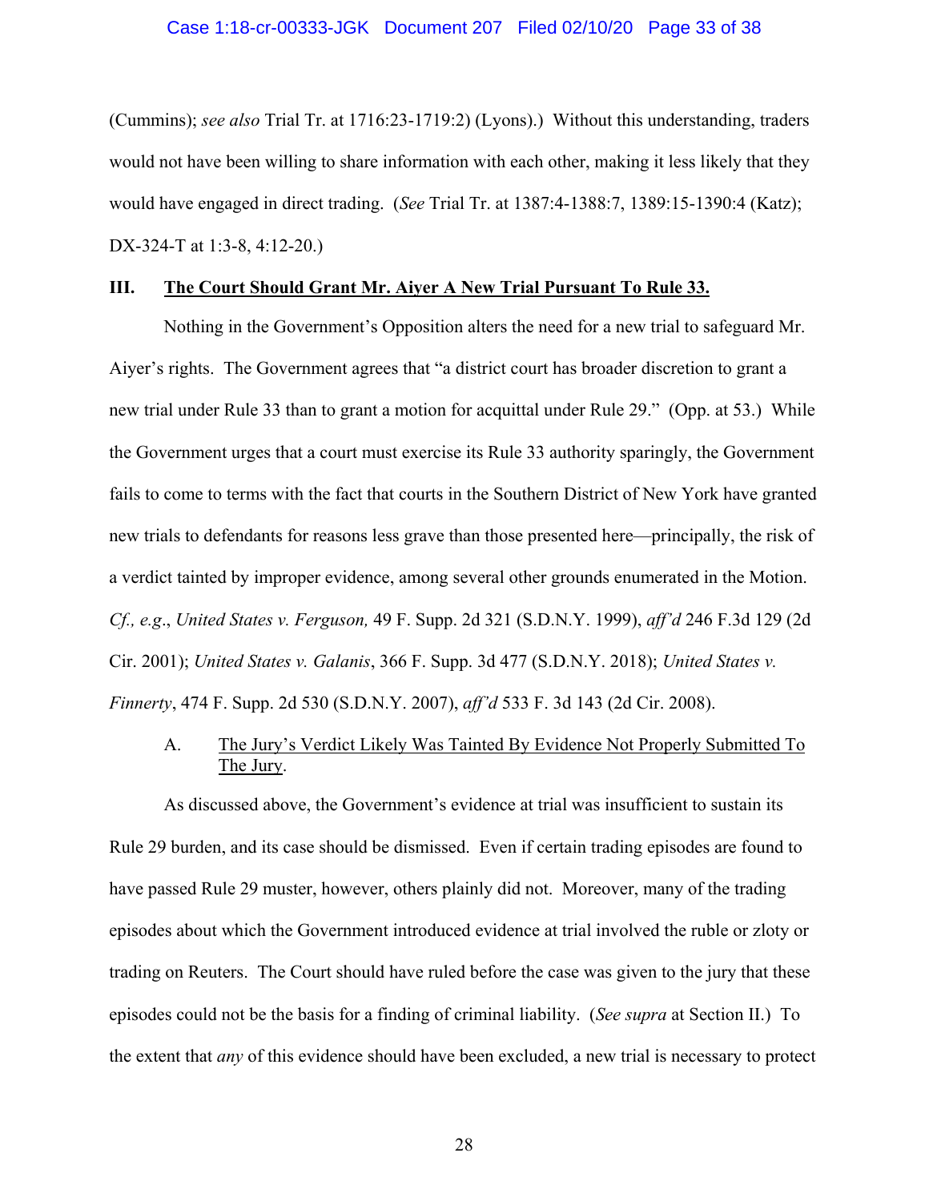(Cummins); *see also* Trial Tr. at 1716:23-1719:2) (Lyons).) Without this understanding, traders would not have been willing to share information with each other, making it less likely that they would have engaged in direct trading. (*See* Trial Tr. at 1387:4-1388:7, 1389:15-1390:4 (Katz); DX-324-T at 1:3-8, 4:12-20.)

## III. <u>The Court Should Grant Mr. Aiyer A New Trial Pursuant To Rule 33.</u>

Nothing in the Government's Opposition alters the need for a new trial to safeguard Mr. Aiyer's rights. The Government agrees that "a district court has broader discretion to grant a new trial under Rule 33 than to grant a motion for acquittal under Rule 29." (Opp. at 53.) While the Government urges that a court must exercise its Rule 33 authority sparingly, the Government fails to come to terms with the fact that courts in the Southern District of New York have granted new trials to defendants for reasons less grave than those presented here—principally, the risk of a verdict tainted by improper evidence, among several other grounds enumerated in the Motion. *Cf., e.g.*, *United States v. Ferguson,* 49 F. Supp. 2d 321 (S.D.N.Y. 1999), *aff'd* 246 F.3d 129 (2d Cir. 2001); *United States v. Galanis*, 366 F. Supp. 3d 477 (S.D.N.Y. 2018); *United States v. Finnerty*, 474 F. Supp. 2d 530 (S.D.N.Y. 2007), *aff'd* 533 F. 3d 143 (2d Cir. 2008).

### A. <u>The Jury's Verdict Likely Was Tainted By Evidence Not Properly Submitted To The Jury</u>.

As discussed above, the Government's evidence at trial was insufficient to sustain its Rule 29 burden, and its case should be dismissed. Even if certain trading episodes are found to have passed Rule 29 muster, however, others plainly did not. Moreover, many of the trading episodes about which the Government introduced evidence at trial involved the ruble or zloty or trading on Reuters. The Court should have ruled before the case was given to the jury that these episodes could not be the basis for a finding of criminal liability. (*See supra* at Section II.) To the extent that *any* of this evidence should have been excluded, a new trial is necessary to protect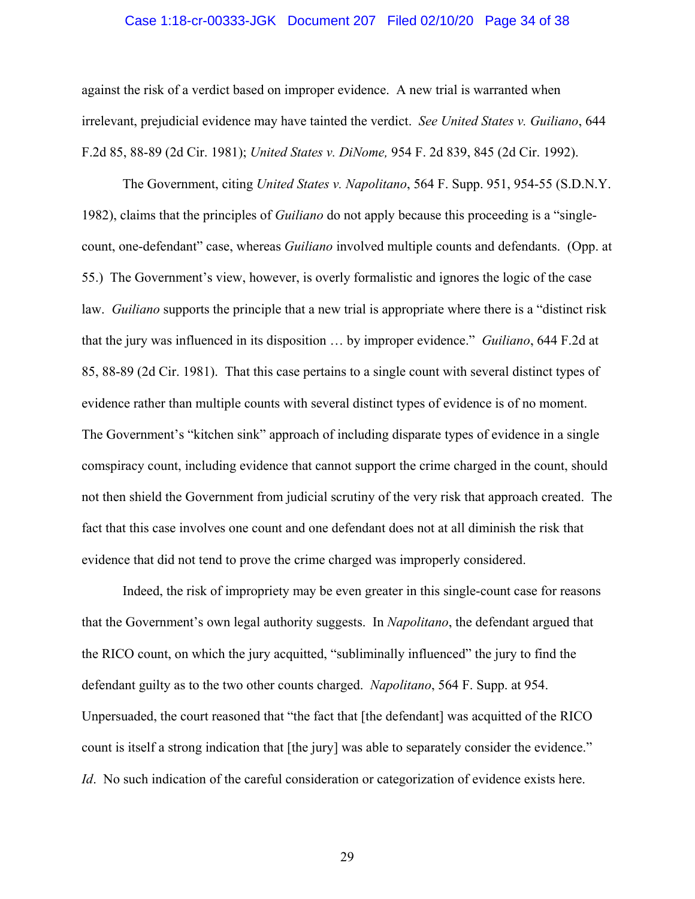against the risk of a verdict based on improper evidence. A new trial is warranted when irrelevant, prejudicial evidence may have tainted the verdict. *See United States v. Guiliano*, 644 F.2d 85, 88-89 (2d Cir. 1981); *United States v. DiNome,* 954 F. 2d 839, 845 (2d Cir. 1992).

The Government, citing *United States v. Napolitano*, 564 F. Supp. 951, 954-55 (S.D.N.Y. 1982), claims that the principles of *Guiliano* do not apply because this proceeding is a "single-count, one-defendant" case, whereas *Guiliano* involved multiple counts and defendants. (Opp. at 55.) The Government's view, however, is overly formalistic and ignores the logic of the case law. *Guiliano* supports the principle that a new trial is appropriate where there is a "distinct risk that the jury was influenced in its disposition … by improper evidence." *Guiliano*, 644 F.2d at 85, 88-89 (2d Cir. 1981). That this case pertains to a single count with several distinct types of evidence rather than multiple counts with several distinct types of evidence is of no moment. The Government's "kitchen sink" approach of including disparate types of evidence in a single comspiracy count, including evidence that cannot support the crime charged in the count, should not then shield the Government from judicial scrutiny of the very risk that approach created. The fact that this case involves one count and one defendant does not at all diminish the risk that evidence that did not tend to prove the crime charged was improperly considered.

Indeed, the risk of impropriety may be even greater in this single-count case for reasons that the Government's own legal authority suggests. In *Napolitano*, the defendant argued that the RICO count, on which the jury acquitted, "subliminally influenced" the jury to find the defendant guilty as to the two other counts charged. *Napolitano*, 564 F. Supp. at 954. Unpersuaded, the court reasoned that "the fact that [the defendant] was acquitted of the RICO count is itself a strong indication that [the jury] was able to separately consider the evidence." *Id*. No such indication of the careful consideration or categorization of evidence exists here.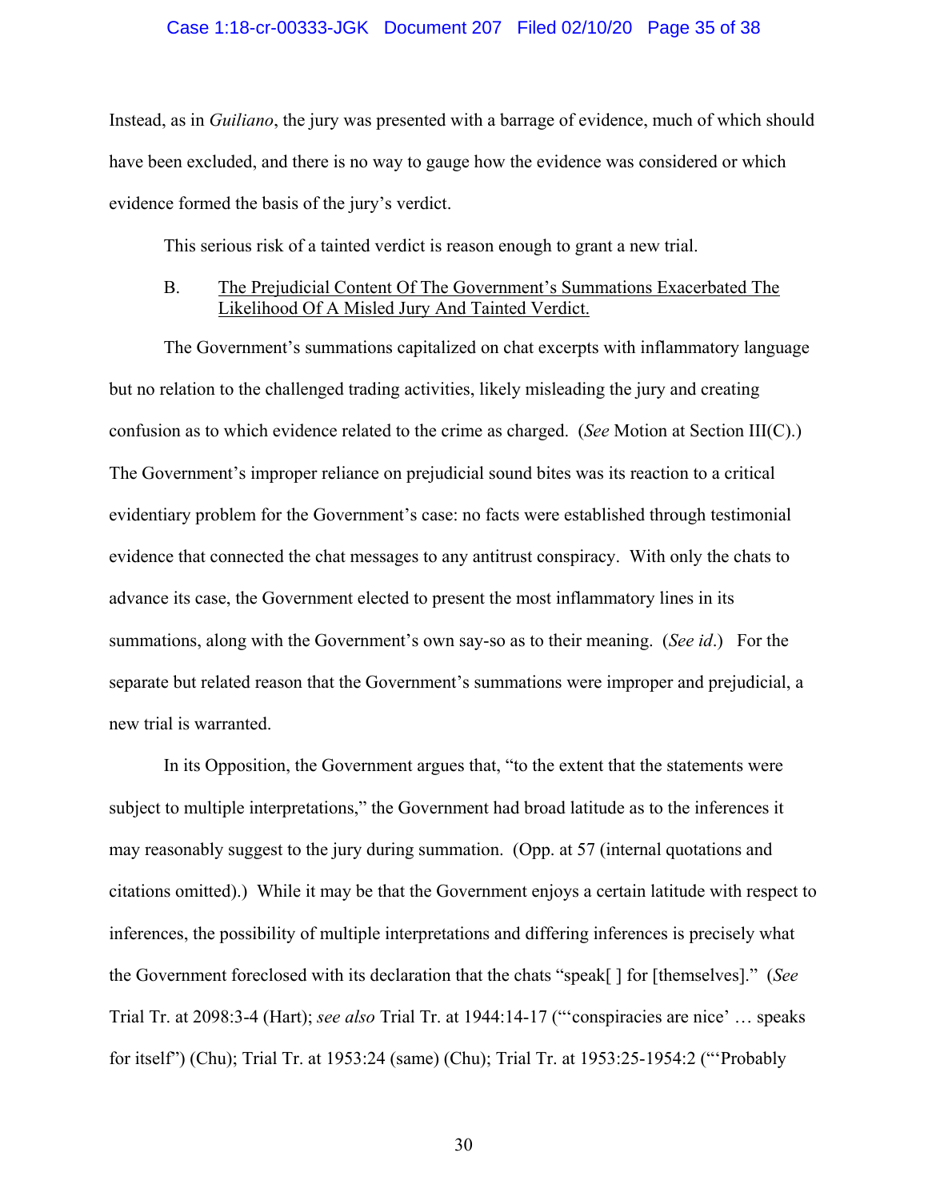Instead, as in *Guiliano*, the jury was presented with a barrage of evidence, much of which should have been excluded, and there is no way to gauge how the evidence was considered or which evidence formed the basis of the jury's verdict.

This serious risk of a tainted verdict is reason enough to grant a new trial.

B. <u>The Prejudicial Content Of The Government's Summations Exacerbated The Likelihood Of A Misled Jury And Tainted Verdict.</u>

The Government's summations capitalized on chat excerpts with inflammatory language but no relation to the challenged trading activities, likely misleading the jury and creating confusion as to which evidence related to the crime as charged. (*See* Motion at Section III(C).) The Government's improper reliance on prejudicial sound bites was its reaction to a critical evidentiary problem for the Government's case: no facts were established through testimonial evidence that connected the chat messages to any antitrust conspiracy. With only the chats to advance its case, the Government elected to present the most inflammatory lines in its summations, along with the Government's own say-so as to their meaning. (*See id*.) For the separate but related reason that the Government's summations were improper and prejudicial, a new trial is warranted.

In its Opposition, the Government argues that, "to the extent that the statements were subject to multiple interpretations," the Government had broad latitude as to the inferences it may reasonably suggest to the jury during summation. (Opp. at 57 (internal quotations and citations omitted).) While it may be that the Government enjoys a certain latitude with respect to inferences, the possibility of multiple interpretations and differing inferences is precisely what the Government foreclosed with its declaration that the chats "speak[ ] for [themselves]." (*See* Trial Tr. at 2098:3-4 (Hart); *see also* Trial Tr. at 1944:14-17 ("'conspiracies are nice' … speaks for itself") (Chu); Trial Tr. at 1953:24 (same) (Chu); Trial Tr. at 1953:25-1954:2 ("'Probably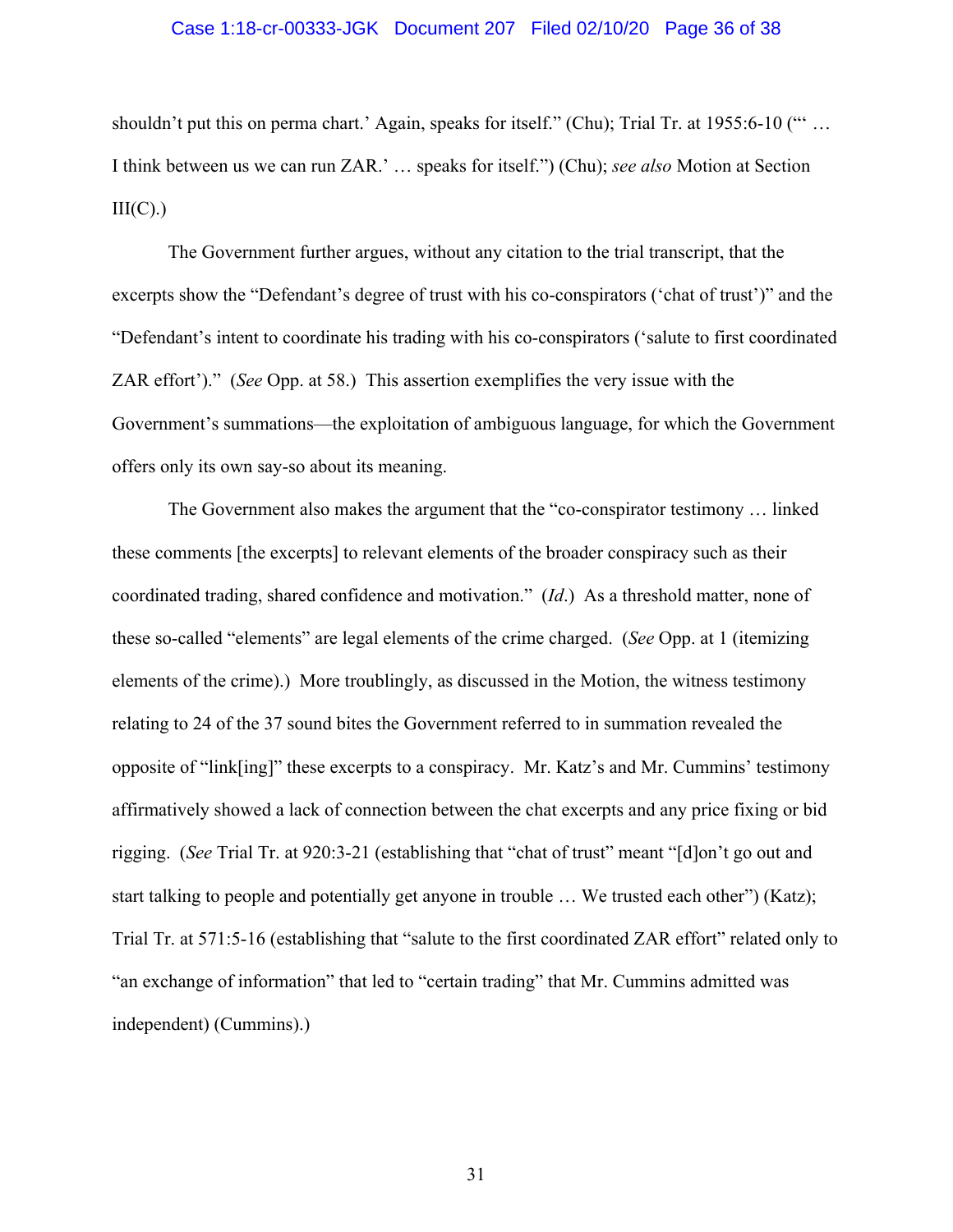shouldn't put this on perma chart.' Again, speaks for itself." (Chu); Trial Tr. at 1955:6-10 ("' … I think between us we can run ZAR.' … speaks for itself.") (Chu); *see also* Motion at Section III(C).)

The Government further argues, without any citation to the trial transcript, that the excerpts show the "Defendant's degree of trust with his co-conspirators ('chat of trust')" and the "Defendant's intent to coordinate his trading with his co-conspirators ('salute to first coordinated ZAR effort')." (*See* Opp. at 58.) This assertion exemplifies the very issue with the Government's summations—the exploitation of ambiguous language, for which the Government offers only its own say-so about its meaning.

The Government also makes the argument that the "co-conspirator testimony … linked these comments [the excerpts] to relevant elements of the broader conspiracy such as their coordinated trading, shared confidence and motivation." (*Id.*) As a threshold matter, none of these so-called "elements" are legal elements of the crime charged. (*See* Opp. at 1 (itemizing elements of the crime).) More troublingly, as discussed in the Motion, the witness testimony relating to 24 of the 37 sound bites the Government referred to in summation revealed the opposite of "link[ing]" these excerpts to a conspiracy. Mr. Katz's and Mr. Cummins' testimony affirmatively showed a lack of connection between the chat excerpts and any price fixing or bid rigging. (*See* Trial Tr. at 920:3-21 (establishing that "chat of trust" meant "[d]on't go out and start talking to people and potentially get anyone in trouble … We trusted each other") (Katz); Trial Tr. at 571:5-16 (establishing that "salute to the first coordinated ZAR effort" related only to "an exchange of information" that led to "certain trading" that Mr. Cummins admitted was independent) (Cummins).)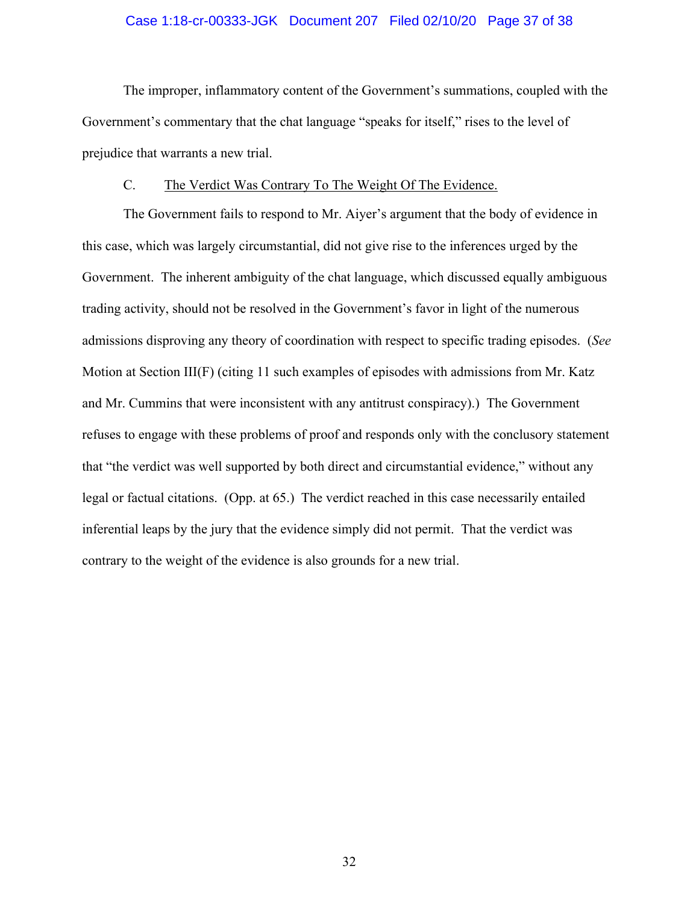The improper, inflammatory content of the Government's summations, coupled with the Government's commentary that the chat language "speaks for itself," rises to the level of prejudice that warrants a new trial.

### C. <u>The Verdict Was Contrary To The Weight Of The Evidence.</u>

The Government fails to respond to Mr. Aiyer's argument that the body of evidence in this case, which was largely circumstantial, did not give rise to the inferences urged by the Government. The inherent ambiguity of the chat language, which discussed equally ambiguous trading activity, should not be resolved in the Government's favor in light of the numerous admissions disproving any theory of coordination with respect to specific trading episodes. (*See* Motion at Section III(F) (citing 11 such examples of episodes with admissions from Mr. Katz and Mr. Cummins that were inconsistent with any antitrust conspiracy).) The Government refuses to engage with these problems of proof and responds only with the conclusory statement that "the verdict was well supported by both direct and circumstantial evidence," without any legal or factual citations. (Opp. at 65.) The verdict reached in this case necessarily entailed inferential leaps by the jury that the evidence simply did not permit. That the verdict was contrary to the weight of the evidence is also grounds for a new trial.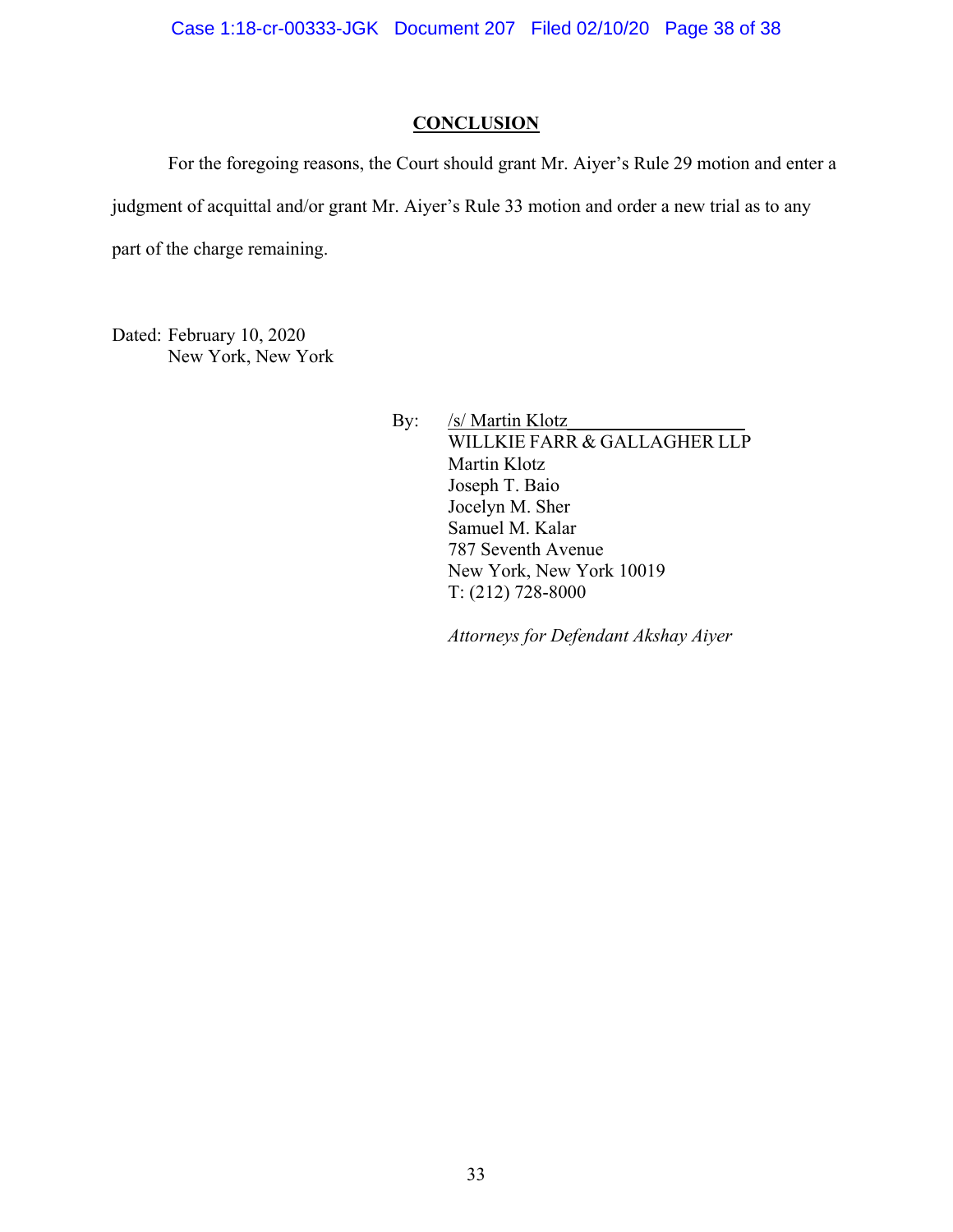## CONCLUSION

For the foregoing reasons, the Court should grant Mr. Aiyer's Rule 29 motion and enter a judgment of acquittal and/or grant Mr. Aiyer's Rule 33 motion and order a new trial as to any part of the charge remaining.

Dated: February 10, 2020
New York, New York

By: /s/ Martin Klotz
WILLKIE FARR & GALLAGHER LLP
Martin Klotz
Joseph T. Baio
Jocelyn M. Sher
Samuel M. Kalar
787 Seventh Avenue
New York, New York 10019
T: (212) 728-8000

*Attorneys for Defendant Akshay Aiyer*